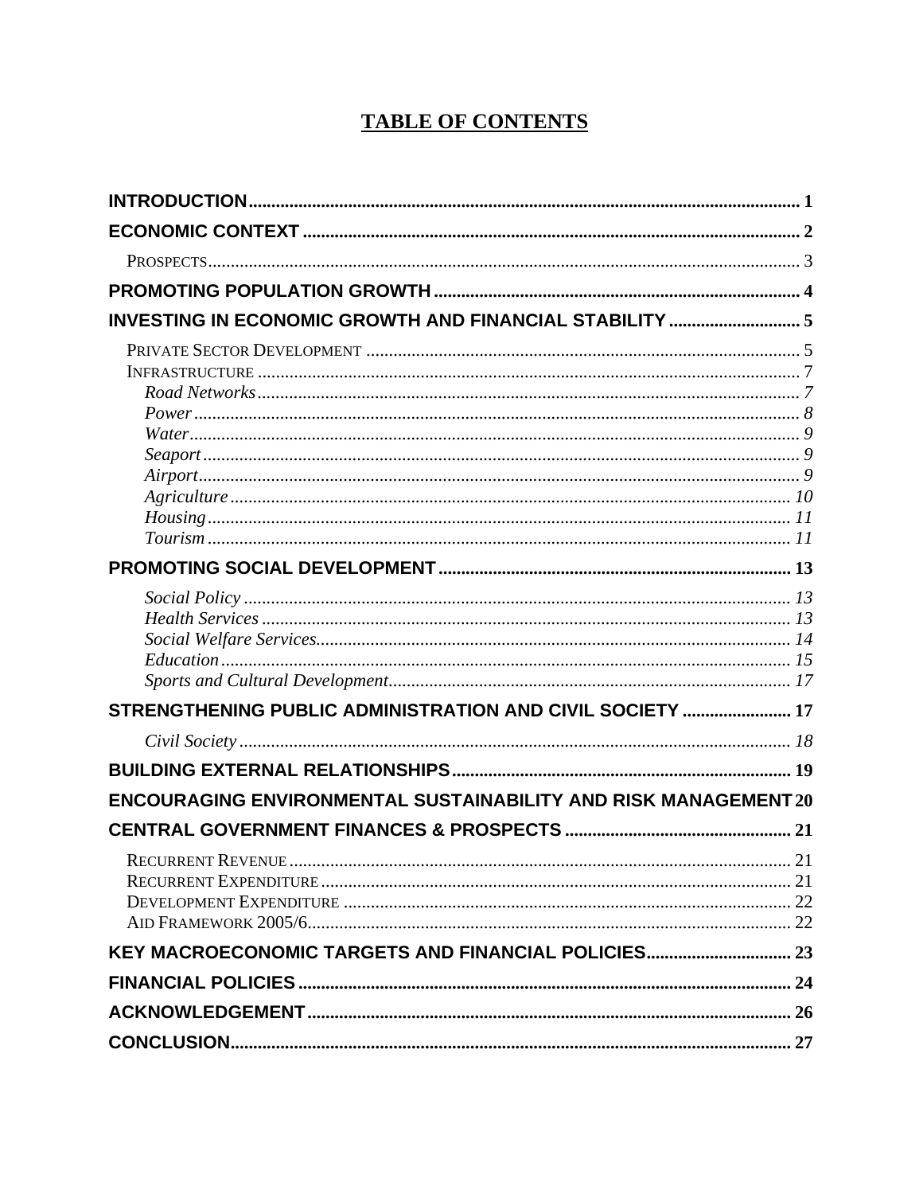# TABLE OF CONTENTS

| | |
|---|---|
| **INTRODUCTION** | **1** |
| **ECONOMIC CONTEXT** | **2** |
| PROSPECTS | 3 |
| **PROMOTING POPULATION GROWTH** | **4** |
| **INVESTING IN ECONOMIC GROWTH AND FINANCIAL STABILITY** | **5** |
| PRIVATE SECTOR DEVELOPMENT | 5 |
| INFRASTRUCTURE | 7 |
| *Road Networks* | *7* |
| *Power* | *8* |
| *Water* | *9* |
| *Seaport* | *9* |
| *Airport* | *9* |
| *Agriculture* | *10* |
| *Housing* | *11* |
| *Tourism* | *11* |
| **PROMOTING SOCIAL DEVELOPMENT** | **13** |
| *Social Policy* | *13* |
| *Health Services* | *13* |
| *Social Welfare Services* | *14* |
| *Education* | *15* |
| *Sports and Cultural Development* | *17* |
| **STRENGTHENING PUBLIC ADMINISTRATION AND CIVIL SOCIETY** | **17** |
| *Civil Society* | *18* |
| **BUILDING EXTERNAL RELATIONSHIPS** | **19** |
| **ENCOURAGING ENVIRONMENTAL SUSTAINABILITY AND RISK MANAGEMENT** | **20** |
| **CENTRAL GOVERNMENT FINANCES & PROSPECTS** | **21** |
| RECURRENT REVENUE | 21 |
| RECURRENT EXPENDITURE | 21 |
| DEVELOPMENT EXPENDITURE | 22 |
| AID FRAMEWORK 2005/6 | 22 |
| **KEY MACROECONOMIC TARGETS AND FINANCIAL POLICIES** | **23** |
| **FINANCIAL POLICIES** | **24** |
| **ACKNOWLEDGEMENT** | **26** |
| **CONCLUSION** | **27** |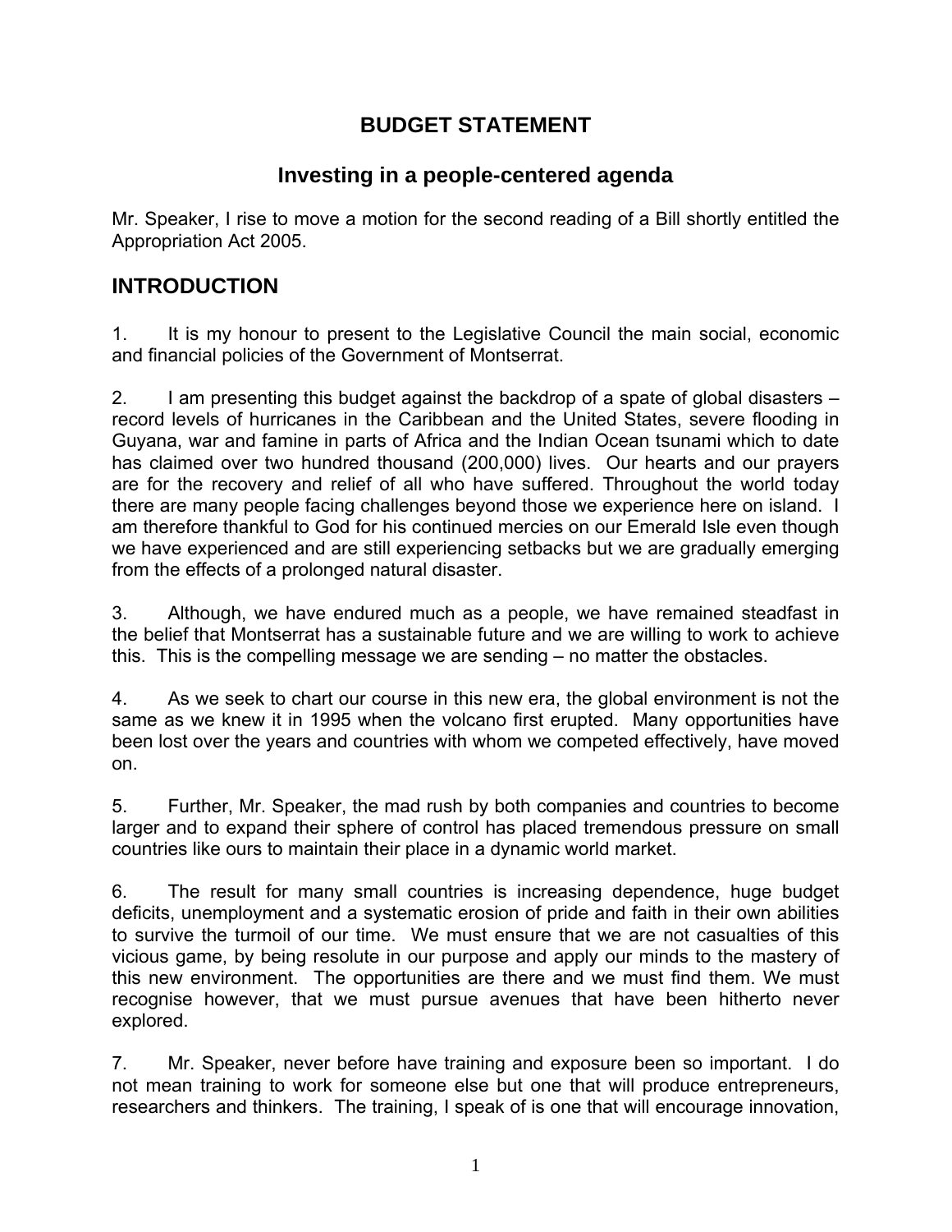# BUDGET STATEMENT

## Investing in a people-centered agenda

Mr. Speaker, I rise to move a motion for the second reading of a Bill shortly entitled the Appropriation Act 2005.

## INTRODUCTION

1. It is my honour to present to the Legislative Council the main social, economic and financial policies of the Government of Montserrat.

2. I am presenting this budget against the backdrop of a spate of global disasters – record levels of hurricanes in the Caribbean and the United States, severe flooding in Guyana, war and famine in parts of Africa and the Indian Ocean tsunami which to date has claimed over two hundred thousand (200,000) lives. Our hearts and our prayers are for the recovery and relief of all who have suffered. Throughout the world today there are many people facing challenges beyond those we experience here on island. I am therefore thankful to God for his continued mercies on our Emerald Isle even though we have experienced and are still experiencing setbacks but we are gradually emerging from the effects of a prolonged natural disaster.

3. Although, we have endured much as a people, we have remained steadfast in the belief that Montserrat has a sustainable future and we are willing to work to achieve this. This is the compelling message we are sending – no matter the obstacles.

4. As we seek to chart our course in this new era, the global environment is not the same as we knew it in 1995 when the volcano first erupted. Many opportunities have been lost over the years and countries with whom we competed effectively, have moved on.

5. Further, Mr. Speaker, the mad rush by both companies and countries to become larger and to expand their sphere of control has placed tremendous pressure on small countries like ours to maintain their place in a dynamic world market.

6. The result for many small countries is increasing dependence, huge budget deficits, unemployment and a systematic erosion of pride and faith in their own abilities to survive the turmoil of our time. We must ensure that we are not casualties of this vicious game, by being resolute in our purpose and apply our minds to the mastery of this new environment. The opportunities are there and we must find them. We must recognise however, that we must pursue avenues that have been hitherto never explored.

7. Mr. Speaker, never before have training and exposure been so important. I do not mean training to work for someone else but one that will produce entrepreneurs, researchers and thinkers. The training, I speak of is one that will encourage innovation,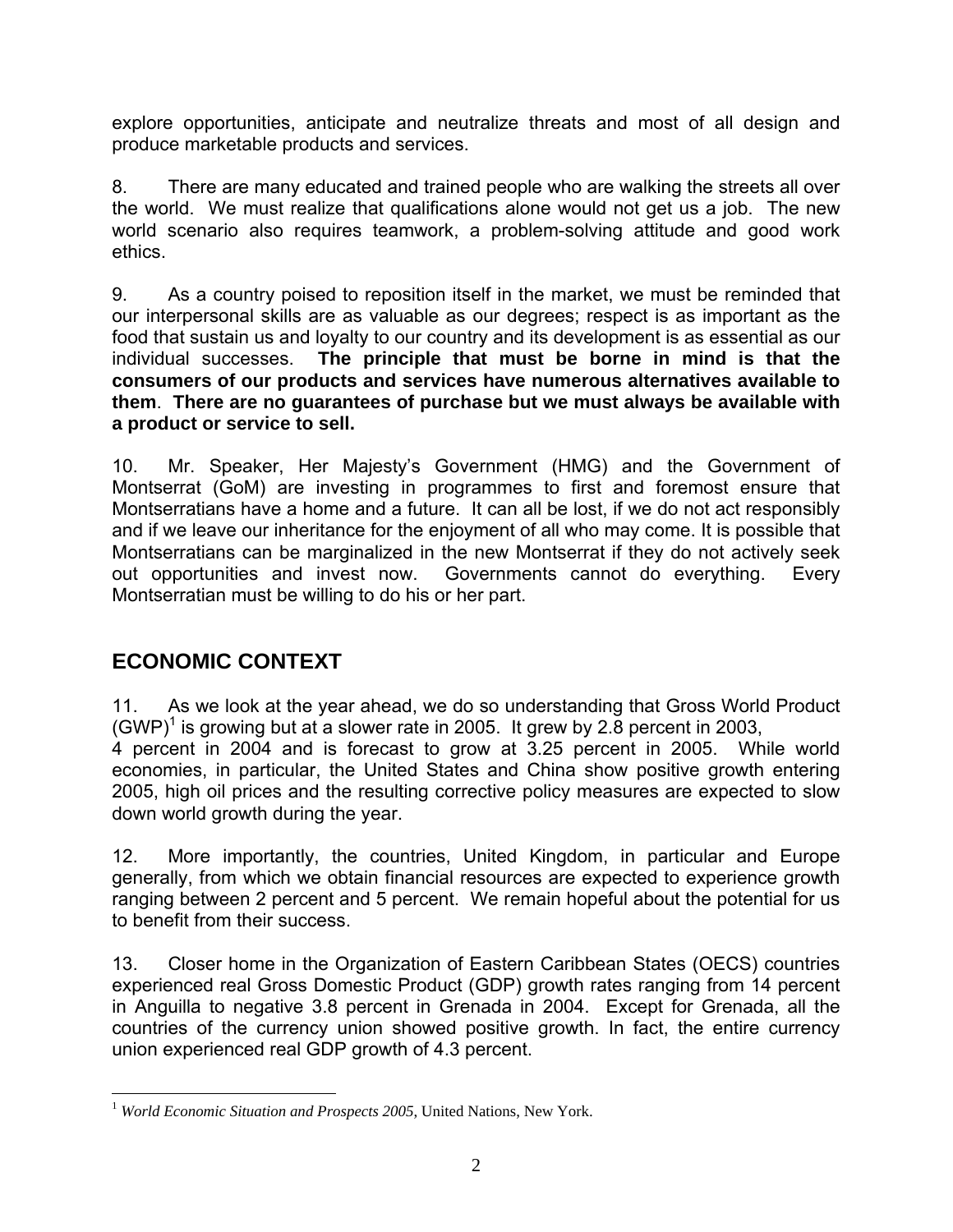explore opportunities, anticipate and neutralize threats and most of all design and produce marketable products and services.

8. There are many educated and trained people who are walking the streets all over the world. We must realize that qualifications alone would not get us a job. The new world scenario also requires teamwork, a problem-solving attitude and good work ethics.

9. As a country poised to reposition itself in the market, we must be reminded that our interpersonal skills are as valuable as our degrees; respect is as important as the food that sustain us and loyalty to our country and its development is as essential as our individual successes. **The principle that must be borne in mind is that the consumers of our products and services have numerous alternatives available to them**. **There are no guarantees of purchase but we must always be available with a product or service to sell.**

10. Mr. Speaker, Her Majesty's Government (HMG) and the Government of Montserrat (GoM) are investing in programmes to first and foremost ensure that Montserratians have a home and a future. It can all be lost, if we do not act responsibly and if we leave our inheritance for the enjoyment of all who may come. It is possible that Montserratians can be marginalized in the new Montserrat if they do not actively seek out opportunities and invest now. Governments cannot do everything. Every Montserratian must be willing to do his or her part.

## ECONOMIC CONTEXT

11. As we look at the year ahead, we do so understanding that Gross World Product (GWP)[1] is growing but at a slower rate in 2005. It grew by 2.8 percent in 2003, 4 percent in 2004 and is forecast to grow at 3.25 percent in 2005. While world economies, in particular, the United States and China show positive growth entering 2005, high oil prices and the resulting corrective policy measures are expected to slow down world growth during the year.

12. More importantly, the countries, United Kingdom, in particular and Europe generally, from which we obtain financial resources are expected to experience growth ranging between 2 percent and 5 percent. We remain hopeful about the potential for us to benefit from their success.

13. Closer home in the Organization of Eastern Caribbean States (OECS) countries experienced real Gross Domestic Product (GDP) growth rates ranging from 14 percent in Anguilla to negative 3.8 percent in Grenada in 2004. Except for Grenada, all the countries of the currency union showed positive growth. In fact, the entire currency union experienced real GDP growth of 4.3 percent.

---

[1] *World Economic Situation and Prospects 2005*, United Nations, New York.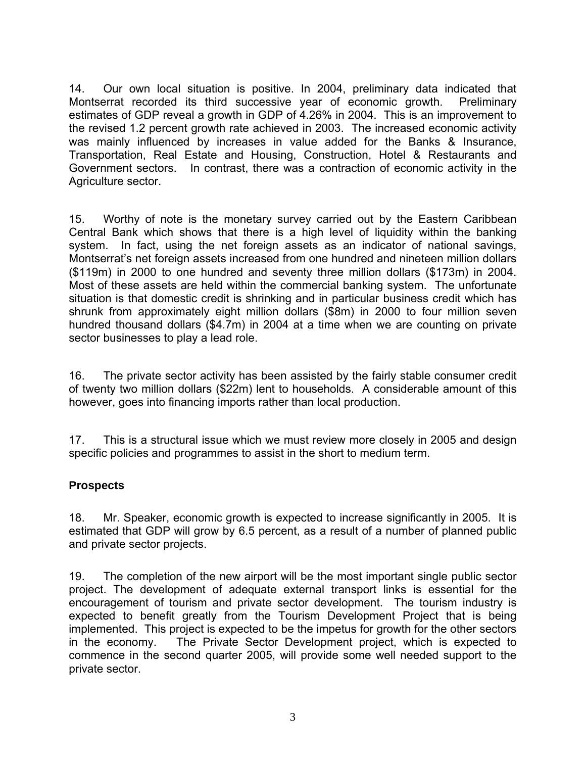14. Our own local situation is positive. In 2004, preliminary data indicated that Montserrat recorded its third successive year of economic growth. Preliminary estimates of GDP reveal a growth in GDP of 4.26% in 2004. This is an improvement to the revised 1.2 percent growth rate achieved in 2003. The increased economic activity was mainly influenced by increases in value added for the Banks & Insurance, Transportation, Real Estate and Housing, Construction, Hotel & Restaurants and Government sectors. In contrast, there was a contraction of economic activity in the Agriculture sector.

15. Worthy of note is the monetary survey carried out by the Eastern Caribbean Central Bank which shows that there is a high level of liquidity within the banking system. In fact, using the net foreign assets as an indicator of national savings, Montserrat's net foreign assets increased from one hundred and nineteen million dollars ($119m) in 2000 to one hundred and seventy three million dollars ($173m) in 2004. Most of these assets are held within the commercial banking system. The unfortunate situation is that domestic credit is shrinking and in particular business credit which has shrunk from approximately eight million dollars ($8m) in 2000 to four million seven hundred thousand dollars ($4.7m) in 2004 at a time when we are counting on private sector businesses to play a lead role.

16. The private sector activity has been assisted by the fairly stable consumer credit of twenty two million dollars ($22m) lent to households. A considerable amount of this however, goes into financing imports rather than local production.

17. This is a structural issue which we must review more closely in 2005 and design specific policies and programmes to assist in the short to medium term.

### Prospects

18. Mr. Speaker, economic growth is expected to increase significantly in 2005. It is estimated that GDP will grow by 6.5 percent, as a result of a number of planned public and private sector projects.

19. The completion of the new airport will be the most important single public sector project. The development of adequate external transport links is essential for the encouragement of tourism and private sector development. The tourism industry is expected to benefit greatly from the Tourism Development Project that is being implemented. This project is expected to be the impetus for growth for the other sectors in the economy. The Private Sector Development project, which is expected to commence in the second quarter 2005, will provide some well needed support to the private sector.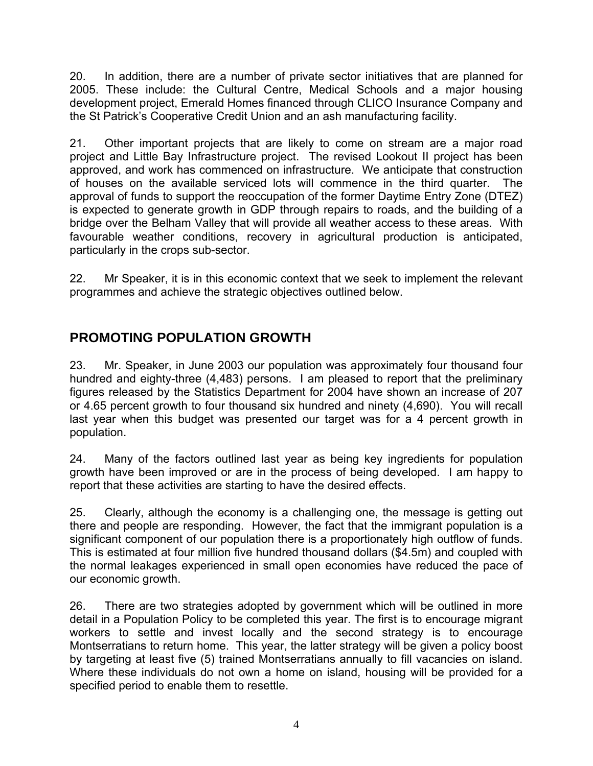20. In addition, there are a number of private sector initiatives that are planned for 2005. These include: the Cultural Centre, Medical Schools and a major housing development project, Emerald Homes financed through CLICO Insurance Company and the St Patrick's Cooperative Credit Union and an ash manufacturing facility.

21. Other important projects that are likely to come on stream are a major road project and Little Bay Infrastructure project. The revised Lookout II project has been approved, and work has commenced on infrastructure. We anticipate that construction of houses on the available serviced lots will commence in the third quarter. The approval of funds to support the reoccupation of the former Daytime Entry Zone (DTEZ) is expected to generate growth in GDP through repairs to roads, and the building of a bridge over the Belham Valley that will provide all weather access to these areas. With favourable weather conditions, recovery in agricultural production is anticipated, particularly in the crops sub-sector.

22. Mr Speaker, it is in this economic context that we seek to implement the relevant programmes and achieve the strategic objectives outlined below.

## PROMOTING POPULATION GROWTH

23. Mr. Speaker, in June 2003 our population was approximately four thousand four hundred and eighty-three (4,483) persons. I am pleased to report that the preliminary figures released by the Statistics Department for 2004 have shown an increase of 207 or 4.65 percent growth to four thousand six hundred and ninety (4,690). You will recall last year when this budget was presented our target was for a 4 percent growth in population.

24. Many of the factors outlined last year as being key ingredients for population growth have been improved or are in the process of being developed. I am happy to report that these activities are starting to have the desired effects.

25. Clearly, although the economy is a challenging one, the message is getting out there and people are responding. However, the fact that the immigrant population is a significant component of our population there is a proportionately high outflow of funds. This is estimated at four million five hundred thousand dollars ($4.5m) and coupled with the normal leakages experienced in small open economies have reduced the pace of our economic growth.

26. There are two strategies adopted by government which will be outlined in more detail in a Population Policy to be completed this year. The first is to encourage migrant workers to settle and invest locally and the second strategy is to encourage Montserratians to return home. This year, the latter strategy will be given a policy boost by targeting at least five (5) trained Montserratians annually to fill vacancies on island. Where these individuals do not own a home on island, housing will be provided for a specified period to enable them to resettle.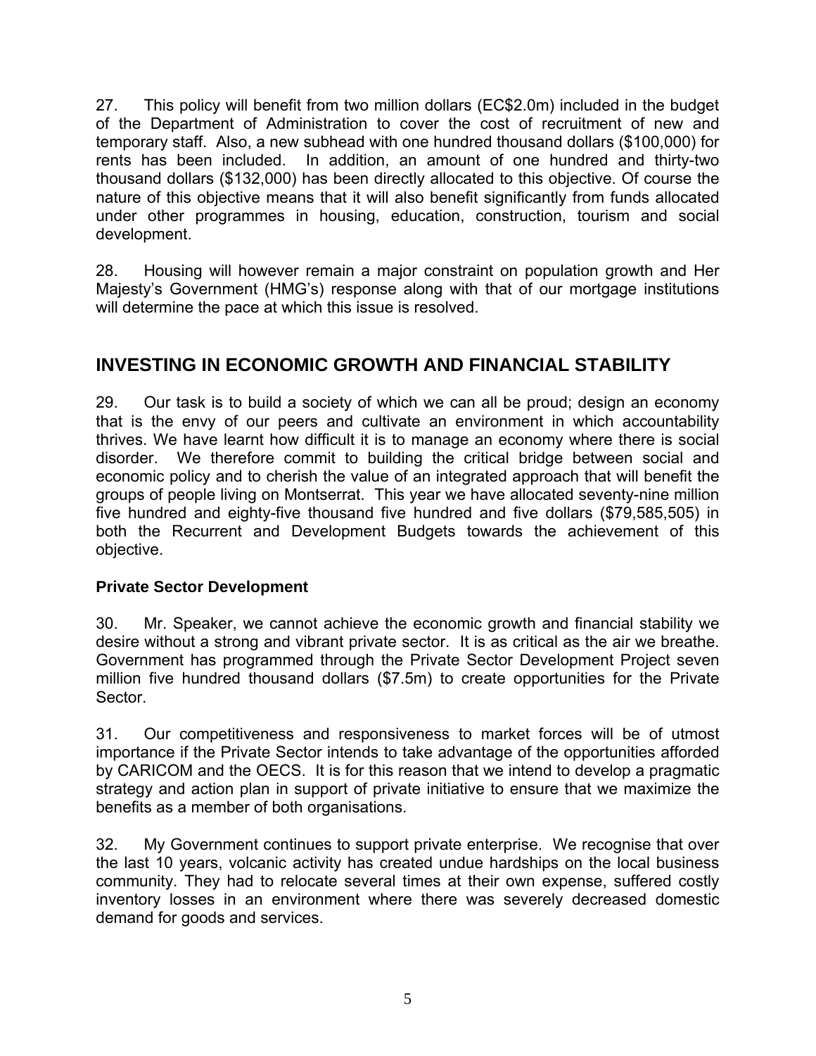27. This policy will benefit from two million dollars (EC$2.0m) included in the budget of the Department of Administration to cover the cost of recruitment of new and temporary staff. Also, a new subhead with one hundred thousand dollars ($100,000) for rents has been included. In addition, an amount of one hundred and thirty-two thousand dollars ($132,000) has been directly allocated to this objective. Of course the nature of this objective means that it will also benefit significantly from funds allocated under other programmes in housing, education, construction, tourism and social development.

28. Housing will however remain a major constraint on population growth and Her Majesty's Government (HMG's) response along with that of our mortgage institutions will determine the pace at which this issue is resolved.

## INVESTING IN ECONOMIC GROWTH AND FINANCIAL STABILITY

29. Our task is to build a society of which we can all be proud; design an economy that is the envy of our peers and cultivate an environment in which accountability thrives. We have learnt how difficult it is to manage an economy where there is social disorder. We therefore commit to building the critical bridge between social and economic policy and to cherish the value of an integrated approach that will benefit the groups of people living on Montserrat. This year we have allocated seventy-nine million five hundred and eighty-five thousand five hundred and five dollars ($79,585,505) in both the Recurrent and Development Budgets towards the achievement of this objective.

### Private Sector Development

30. Mr. Speaker, we cannot achieve the economic growth and financial stability we desire without a strong and vibrant private sector. It is as critical as the air we breathe. Government has programmed through the Private Sector Development Project seven million five hundred thousand dollars ($7.5m) to create opportunities for the Private Sector.

31. Our competitiveness and responsiveness to market forces will be of utmost importance if the Private Sector intends to take advantage of the opportunities afforded by CARICOM and the OECS. It is for this reason that we intend to develop a pragmatic strategy and action plan in support of private initiative to ensure that we maximize the benefits as a member of both organisations.

32. My Government continues to support private enterprise. We recognise that over the last 10 years, volcanic activity has created undue hardships on the local business community. They had to relocate several times at their own expense, suffered costly inventory losses in an environment where there was severely decreased domestic demand for goods and services.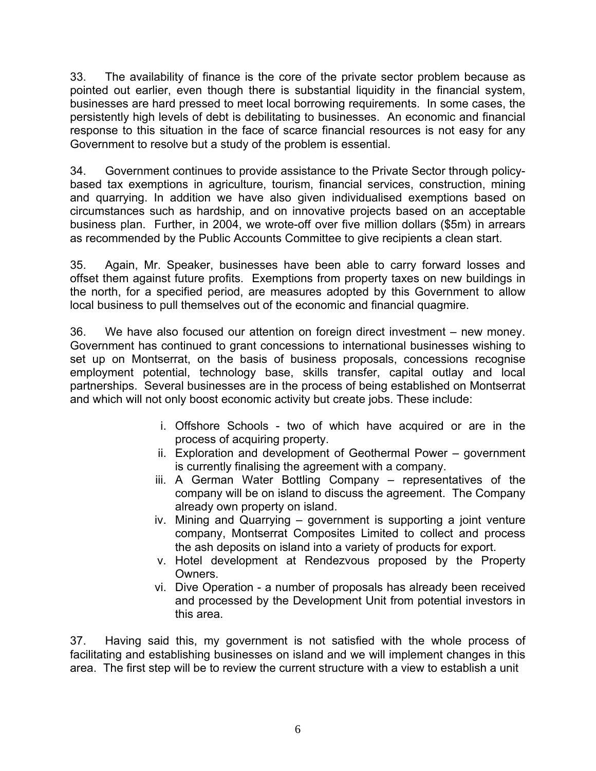33. The availability of finance is the core of the private sector problem because as pointed out earlier, even though there is substantial liquidity in the financial system, businesses are hard pressed to meet local borrowing requirements. In some cases, the persistently high levels of debt is debilitating to businesses. An economic and financial response to this situation in the face of scarce financial resources is not easy for any Government to resolve but a study of the problem is essential.

34. Government continues to provide assistance to the Private Sector through policy-based tax exemptions in agriculture, tourism, financial services, construction, mining and quarrying. In addition we have also given individualised exemptions based on circumstances such as hardship, and on innovative projects based on an acceptable business plan. Further, in 2004, we wrote-off over five million dollars ($5m) in arrears as recommended by the Public Accounts Committee to give recipients a clean start.

35. Again, Mr. Speaker, businesses have been able to carry forward losses and offset them against future profits. Exemptions from property taxes on new buildings in the north, for a specified period, are measures adopted by this Government to allow local business to pull themselves out of the economic and financial quagmire.

36. We have also focused our attention on foreign direct investment – new money. Government has continued to grant concessions to international businesses wishing to set up on Montserrat, on the basis of business proposals, concessions recognise employment potential, technology base, skills transfer, capital outlay and local partnerships. Several businesses are in the process of being established on Montserrat and which will not only boost economic activity but create jobs. These include:

i. Offshore Schools - two of which have acquired or are in the process of acquiring property.
ii. Exploration and development of Geothermal Power – government is currently finalising the agreement with a company.
iii. A German Water Bottling Company – representatives of the company will be on island to discuss the agreement. The Company already own property on island.
iv. Mining and Quarrying – government is supporting a joint venture company, Montserrat Composites Limited to collect and process the ash deposits on island into a variety of products for export.
v. Hotel development at Rendezvous proposed by the Property Owners.
vi. Dive Operation - a number of proposals has already been received and processed by the Development Unit from potential investors in this area.

37. Having said this, my government is not satisfied with the whole process of facilitating and establishing businesses on island and we will implement changes in this area. The first step will be to review the current structure with a view to establish a unit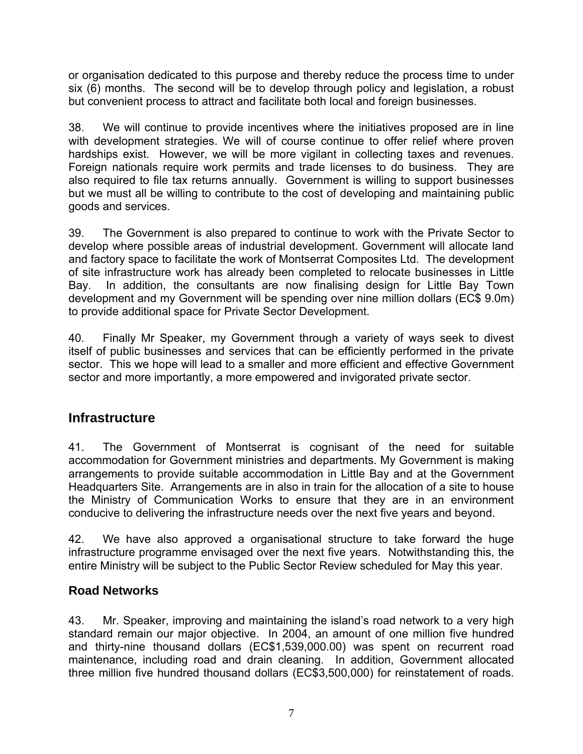or organisation dedicated to this purpose and thereby reduce the process time to under six (6) months. The second will be to develop through policy and legislation, a robust but convenient process to attract and facilitate both local and foreign businesses.

38. We will continue to provide incentives where the initiatives proposed are in line with development strategies. We will of course continue to offer relief where proven hardships exist. However, we will be more vigilant in collecting taxes and revenues. Foreign nationals require work permits and trade licenses to do business. They are also required to file tax returns annually. Government is willing to support businesses but we must all be willing to contribute to the cost of developing and maintaining public goods and services.

39. The Government is also prepared to continue to work with the Private Sector to develop where possible areas of industrial development. Government will allocate land and factory space to facilitate the work of Montserrat Composites Ltd. The development of site infrastructure work has already been completed to relocate businesses in Little Bay. In addition, the consultants are now finalising design for Little Bay Town development and my Government will be spending over nine million dollars (EC$ 9.0m) to provide additional space for Private Sector Development.

40. Finally Mr Speaker, my Government through a variety of ways seek to divest itself of public businesses and services that can be efficiently performed in the private sector. This we hope will lead to a smaller and more efficient and effective Government sector and more importantly, a more empowered and invigorated private sector.

## Infrastructure

41. The Government of Montserrat is cognisant of the need for suitable accommodation for Government ministries and departments. My Government is making arrangements to provide suitable accommodation in Little Bay and at the Government Headquarters Site. Arrangements are in also in train for the allocation of a site to house the Ministry of Communication Works to ensure that they are in an environment conducive to delivering the infrastructure needs over the next five years and beyond.

42. We have also approved a organisational structure to take forward the huge infrastructure programme envisaged over the next five years. Notwithstanding this, the entire Ministry will be subject to the Public Sector Review scheduled for May this year.

### Road Networks

43. Mr. Speaker, improving and maintaining the island's road network to a very high standard remain our major objective. In 2004, an amount of one million five hundred and thirty-nine thousand dollars (EC$1,539,000.00) was spent on recurrent road maintenance, including road and drain cleaning. In addition, Government allocated three million five hundred thousand dollars (EC$3,500,000) for reinstatement of roads.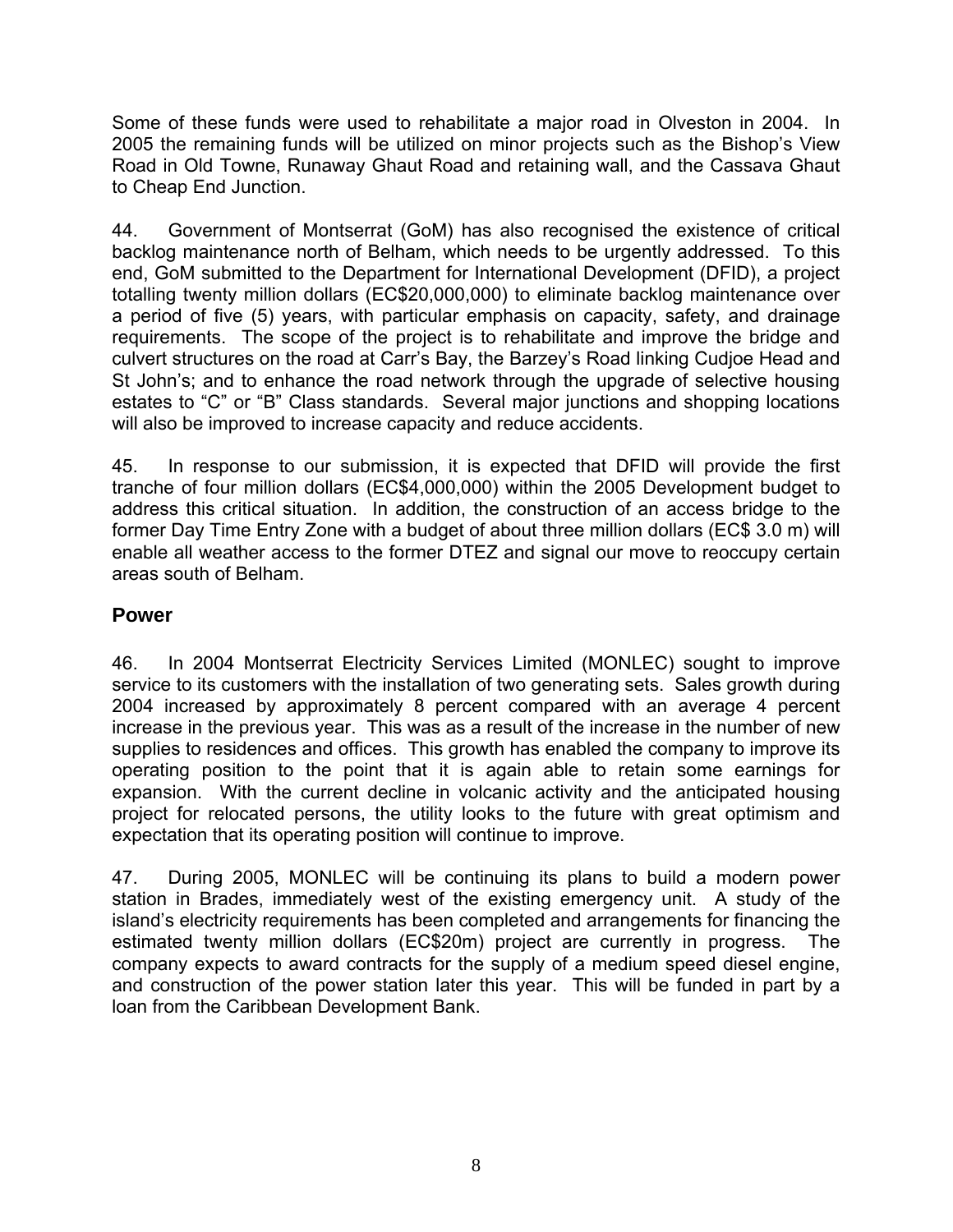Some of these funds were used to rehabilitate a major road in Olveston in 2004. In 2005 the remaining funds will be utilized on minor projects such as the Bishop's View Road in Old Towne, Runaway Ghaut Road and retaining wall, and the Cassava Ghaut to Cheap End Junction.

44. Government of Montserrat (GoM) has also recognised the existence of critical backlog maintenance north of Belham, which needs to be urgently addressed. To this end, GoM submitted to the Department for International Development (DFID), a project totalling twenty million dollars (EC$20,000,000) to eliminate backlog maintenance over a period of five (5) years, with particular emphasis on capacity, safety, and drainage requirements. The scope of the project is to rehabilitate and improve the bridge and culvert structures on the road at Carr's Bay, the Barzey's Road linking Cudjoe Head and St John's; and to enhance the road network through the upgrade of selective housing estates to "C" or "B" Class standards. Several major junctions and shopping locations will also be improved to increase capacity and reduce accidents.

45. In response to our submission, it is expected that DFID will provide the first tranche of four million dollars (EC$4,000,000) within the 2005 Development budget to address this critical situation. In addition, the construction of an access bridge to the former Day Time Entry Zone with a budget of about three million dollars (EC$ 3.0 m) will enable all weather access to the former DTEZ and signal our move to reoccupy certain areas south of Belham.

## Power

46. In 2004 Montserrat Electricity Services Limited (MONLEC) sought to improve service to its customers with the installation of two generating sets. Sales growth during 2004 increased by approximately 8 percent compared with an average 4 percent increase in the previous year. This was as a result of the increase in the number of new supplies to residences and offices. This growth has enabled the company to improve its operating position to the point that it is again able to retain some earnings for expansion. With the current decline in volcanic activity and the anticipated housing project for relocated persons, the utility looks to the future with great optimism and expectation that its operating position will continue to improve.

47. During 2005, MONLEC will be continuing its plans to build a modern power station in Brades, immediately west of the existing emergency unit. A study of the island's electricity requirements has been completed and arrangements for financing the estimated twenty million dollars (EC$20m) project are currently in progress. The company expects to award contracts for the supply of a medium speed diesel engine, and construction of the power station later this year. This will be funded in part by a loan from the Caribbean Development Bank.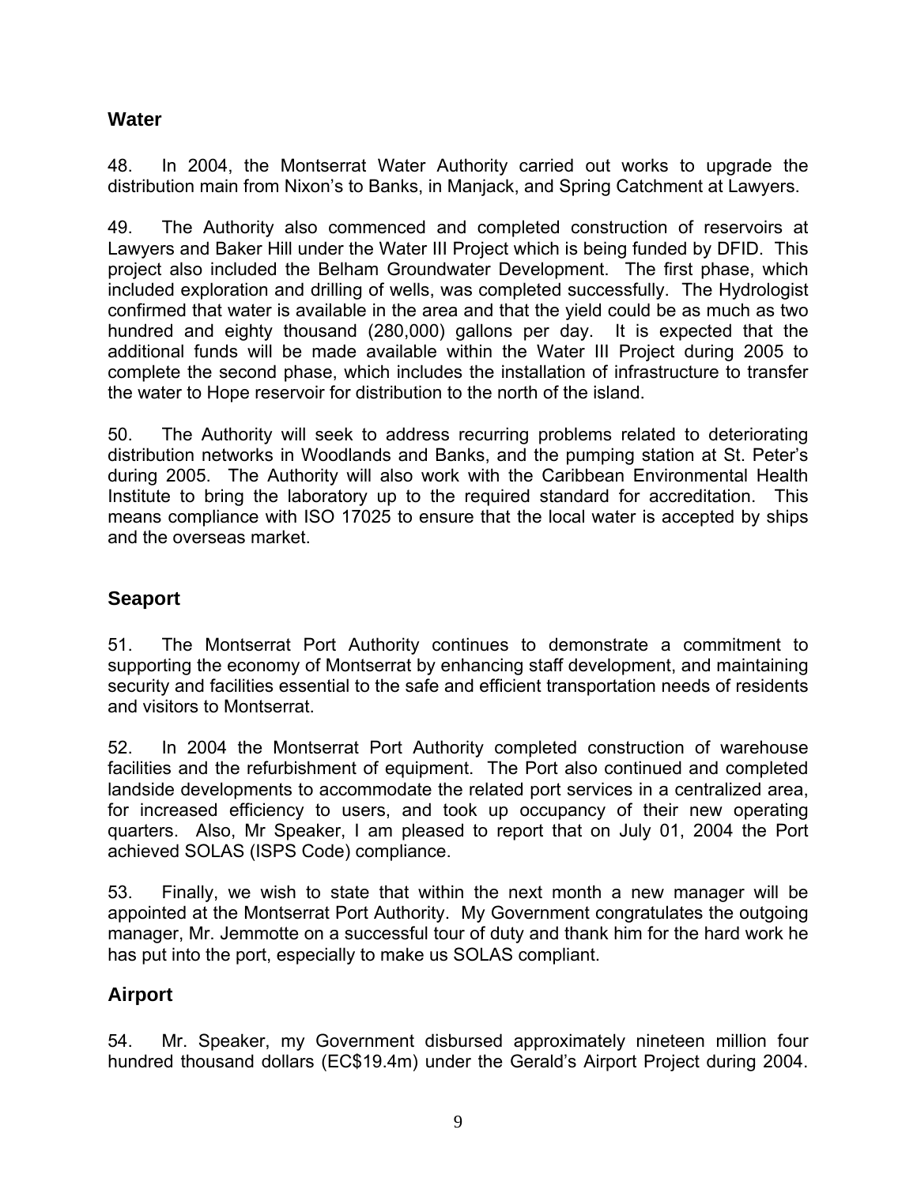## Water

48. In 2004, the Montserrat Water Authority carried out works to upgrade the distribution main from Nixon's to Banks, in Manjack, and Spring Catchment at Lawyers.

49. The Authority also commenced and completed construction of reservoirs at Lawyers and Baker Hill under the Water III Project which is being funded by DFID. This project also included the Belham Groundwater Development. The first phase, which included exploration and drilling of wells, was completed successfully. The Hydrologist confirmed that water is available in the area and that the yield could be as much as two hundred and eighty thousand (280,000) gallons per day. It is expected that the additional funds will be made available within the Water III Project during 2005 to complete the second phase, which includes the installation of infrastructure to transfer the water to Hope reservoir for distribution to the north of the island.

50. The Authority will seek to address recurring problems related to deteriorating distribution networks in Woodlands and Banks, and the pumping station at St. Peter's during 2005. The Authority will also work with the Caribbean Environmental Health Institute to bring the laboratory up to the required standard for accreditation. This means compliance with ISO 17025 to ensure that the local water is accepted by ships and the overseas market.

## Seaport

51. The Montserrat Port Authority continues to demonstrate a commitment to supporting the economy of Montserrat by enhancing staff development, and maintaining security and facilities essential to the safe and efficient transportation needs of residents and visitors to Montserrat.

52. In 2004 the Montserrat Port Authority completed construction of warehouse facilities and the refurbishment of equipment. The Port also continued and completed landside developments to accommodate the related port services in a centralized area, for increased efficiency to users, and took up occupancy of their new operating quarters. Also, Mr Speaker, I am pleased to report that on July 01, 2004 the Port achieved SOLAS (ISPS Code) compliance.

53. Finally, we wish to state that within the next month a new manager will be appointed at the Montserrat Port Authority. My Government congratulates the outgoing manager, Mr. Jemmotte on a successful tour of duty and thank him for the hard work he has put into the port, especially to make us SOLAS compliant.

## Airport

54. Mr. Speaker, my Government disbursed approximately nineteen million four hundred thousand dollars (EC$19.4m) under the Gerald's Airport Project during 2004.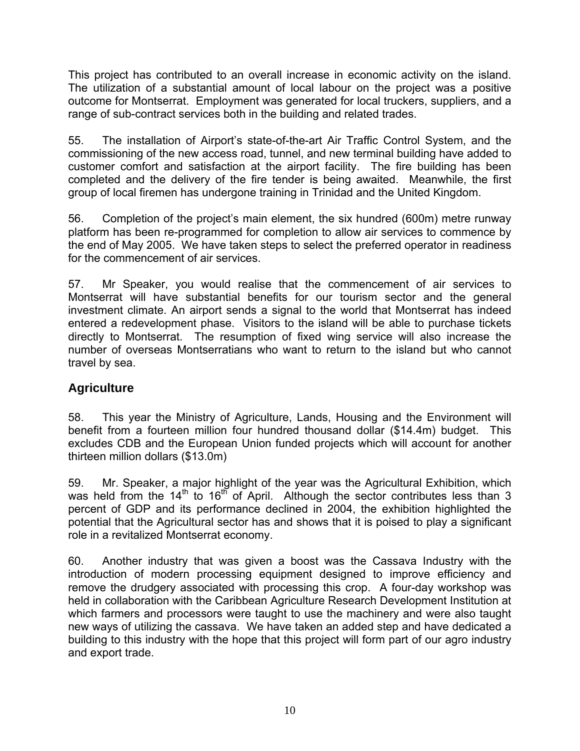This project has contributed to an overall increase in economic activity on the island. The utilization of a substantial amount of local labour on the project was a positive outcome for Montserrat. Employment was generated for local truckers, suppliers, and a range of sub-contract services both in the building and related trades.

55. The installation of Airport's state-of-the-art Air Traffic Control System, and the commissioning of the new access road, tunnel, and new terminal building have added to customer comfort and satisfaction at the airport facility. The fire building has been completed and the delivery of the fire tender is being awaited. Meanwhile, the first group of local firemen has undergone training in Trinidad and the United Kingdom.

56. Completion of the project's main element, the six hundred (600m) metre runway platform has been re-programmed for completion to allow air services to commence by the end of May 2005. We have taken steps to select the preferred operator in readiness for the commencement of air services.

57. Mr Speaker, you would realise that the commencement of air services to Montserrat will have substantial benefits for our tourism sector and the general investment climate. An airport sends a signal to the world that Montserrat has indeed entered a redevelopment phase. Visitors to the island will be able to purchase tickets directly to Montserrat. The resumption of fixed wing service will also increase the number of overseas Montserratians who want to return to the island but who cannot travel by sea.

## Agriculture

58. This year the Ministry of Agriculture, Lands, Housing and the Environment will benefit from a fourteen million four hundred thousand dollar ($14.4m) budget. This excludes CDB and the European Union funded projects which will account for another thirteen million dollars ($13.0m)

59. Mr. Speaker, a major highlight of the year was the Agricultural Exhibition, which was held from the 14th to 16th of April. Although the sector contributes less than 3 percent of GDP and its performance declined in 2004, the exhibition highlighted the potential that the Agricultural sector has and shows that it is poised to play a significant role in a revitalized Montserrat economy.

60. Another industry that was given a boost was the Cassava Industry with the introduction of modern processing equipment designed to improve efficiency and remove the drudgery associated with processing this crop. A four-day workshop was held in collaboration with the Caribbean Agriculture Research Development Institution at which farmers and processors were taught to use the machinery and were also taught new ways of utilizing the cassava. We have taken an added step and have dedicated a building to this industry with the hope that this project will form part of our agro industry and export trade.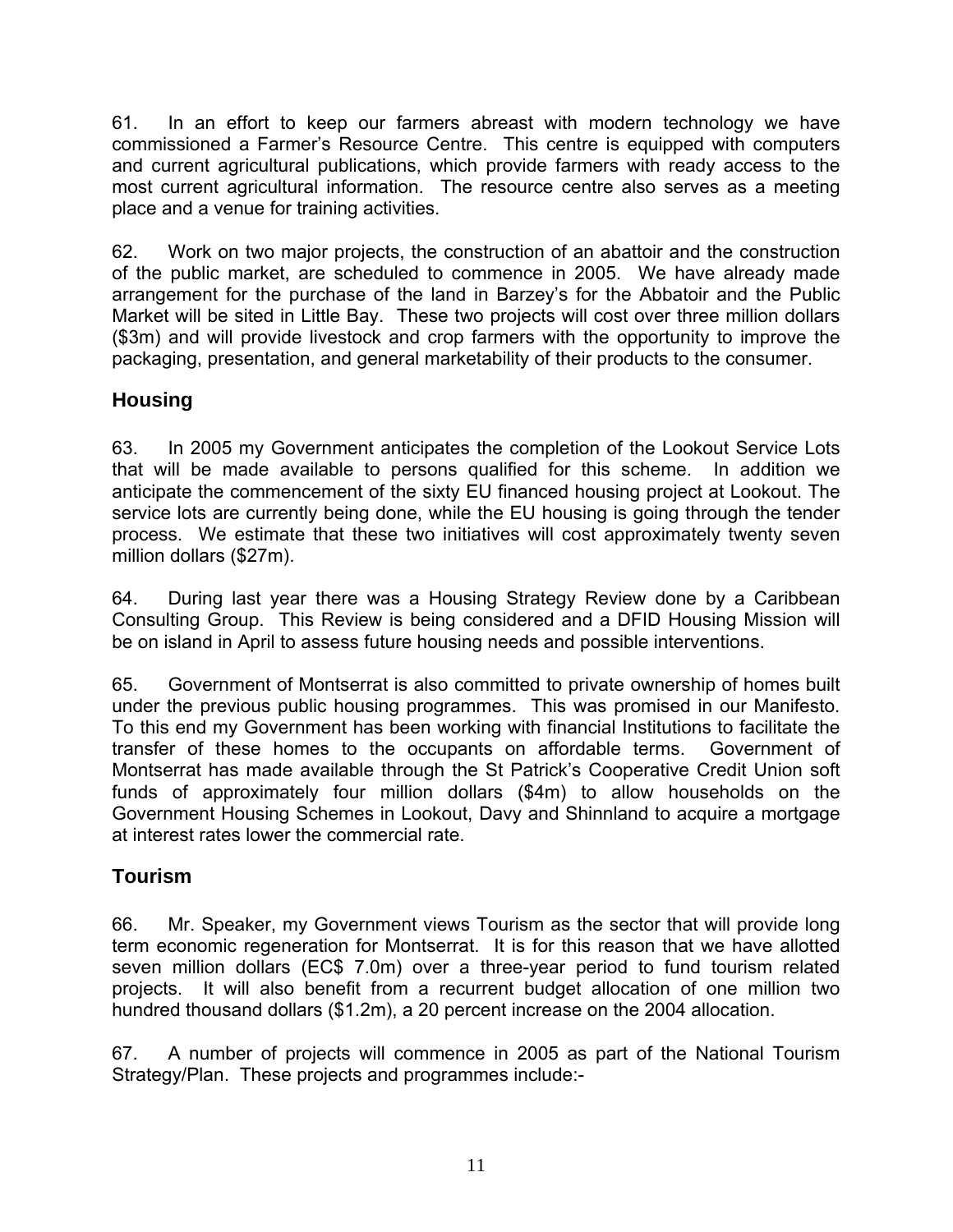61. In an effort to keep our farmers abreast with modern technology we have commissioned a Farmer's Resource Centre. This centre is equipped with computers and current agricultural publications, which provide farmers with ready access to the most current agricultural information. The resource centre also serves as a meeting place and a venue for training activities.

62. Work on two major projects, the construction of an abattoir and the construction of the public market, are scheduled to commence in 2005. We have already made arrangement for the purchase of the land in Barzey's for the Abattoir and the Public Market will be sited in Little Bay. These two projects will cost over three million dollars ($3m) and will provide livestock and crop farmers with the opportunity to improve the packaging, presentation, and general marketability of their products to the consumer.

## Housing

63. In 2005 my Government anticipates the completion of the Lookout Service Lots that will be made available to persons qualified for this scheme. In addition we anticipate the commencement of the sixty EU financed housing project at Lookout. The service lots are currently being done, while the EU housing is going through the tender process. We estimate that these two initiatives will cost approximately twenty seven million dollars ($27m).

64. During last year there was a Housing Strategy Review done by a Caribbean Consulting Group. This Review is being considered and a DFID Housing Mission will be on island in April to assess future housing needs and possible interventions.

65. Government of Montserrat is also committed to private ownership of homes built under the previous public housing programmes. This was promised in our Manifesto. To this end my Government has been working with financial Institutions to facilitate the transfer of these homes to the occupants on affordable terms. Government of Montserrat has made available through the St Patrick's Cooperative Credit Union soft funds of approximately four million dollars ($4m) to allow households on the Government Housing Schemes in Lookout, Davy and Shinnland to acquire a mortgage at interest rates lower the commercial rate.

## Tourism

66. Mr. Speaker, my Government views Tourism as the sector that will provide long term economic regeneration for Montserrat. It is for this reason that we have allotted seven million dollars (EC$ 7.0m) over a three-year period to fund tourism related projects. It will also benefit from a recurrent budget allocation of one million two hundred thousand dollars ($1.2m), a 20 percent increase on the 2004 allocation.

67. A number of projects will commence in 2005 as part of the National Tourism Strategy/Plan. These projects and programmes include:-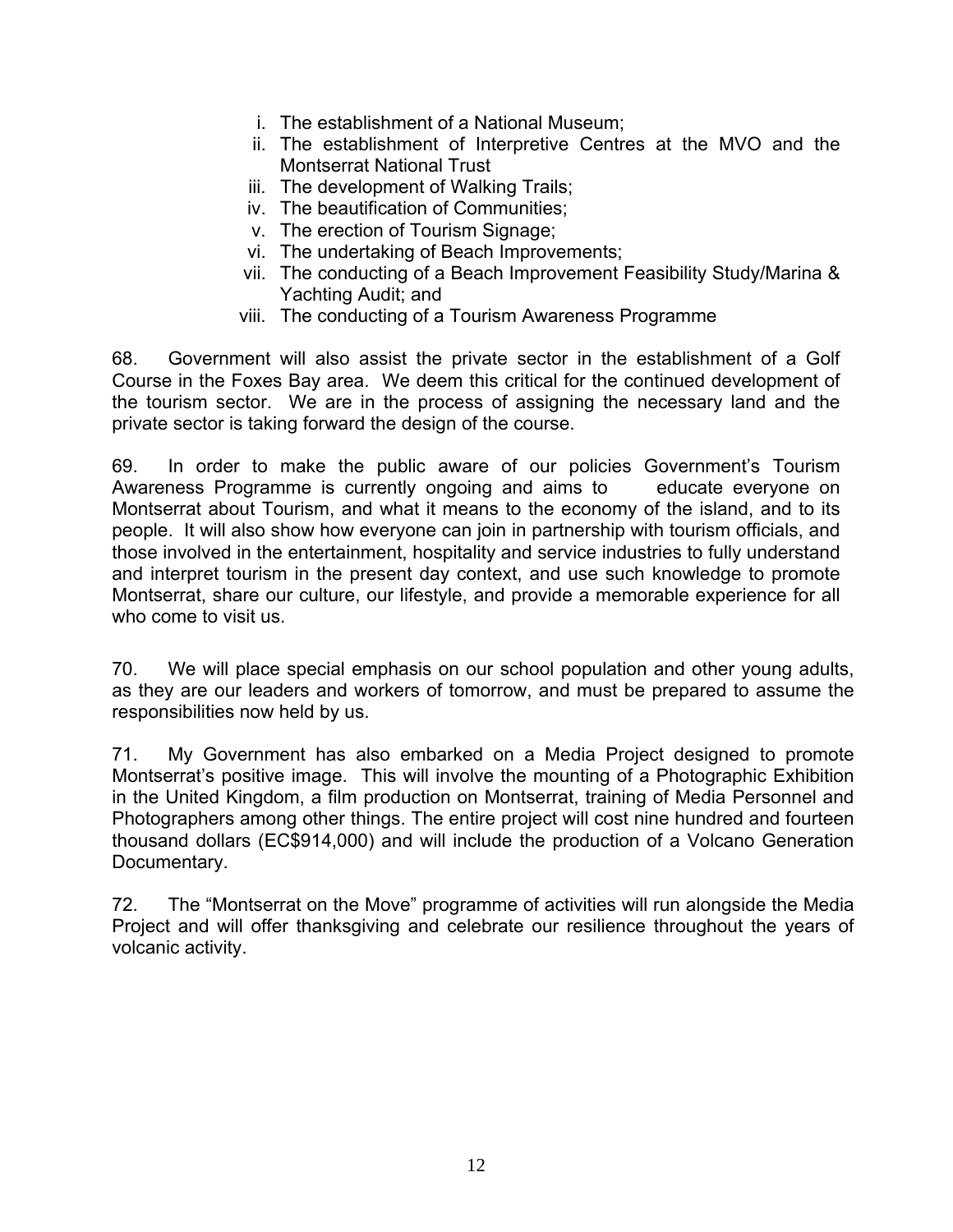i. The establishment of a National Museum;
ii. The establishment of Interpretive Centres at the MVO and the Montserrat National Trust
iii. The development of Walking Trails;
iv. The beautification of Communities;
v. The erection of Tourism Signage;
vi. The undertaking of Beach Improvements;
vii. The conducting of a Beach Improvement Feasibility Study/Marina & Yachting Audit; and
viii. The conducting of a Tourism Awareness Programme

68. Government will also assist the private sector in the establishment of a Golf Course in the Foxes Bay area. We deem this critical for the continued development of the tourism sector. We are in the process of assigning the necessary land and the private sector is taking forward the design of the course.

69. In order to make the public aware of our policies Government's Tourism Awareness Programme is currently ongoing and aims to educate everyone on Montserrat about Tourism, and what it means to the economy of the island, and to its people. It will also show how everyone can join in partnership with tourism officials, and those involved in the entertainment, hospitality and service industries to fully understand and interpret tourism in the present day context, and use such knowledge to promote Montserrat, share our culture, our lifestyle, and provide a memorable experience for all who come to visit us.

70. We will place special emphasis on our school population and other young adults, as they are our leaders and workers of tomorrow, and must be prepared to assume the responsibilities now held by us.

71. My Government has also embarked on a Media Project designed to promote Montserrat's positive image. This will involve the mounting of a Photographic Exhibition in the United Kingdom, a film production on Montserrat, training of Media Personnel and Photographers among other things. The entire project will cost nine hundred and fourteen thousand dollars (EC$914,000) and will include the production of a Volcano Generation Documentary.

72. The "Montserrat on the Move" programme of activities will run alongside the Media Project and will offer thanksgiving and celebrate our resilience throughout the years of volcanic activity.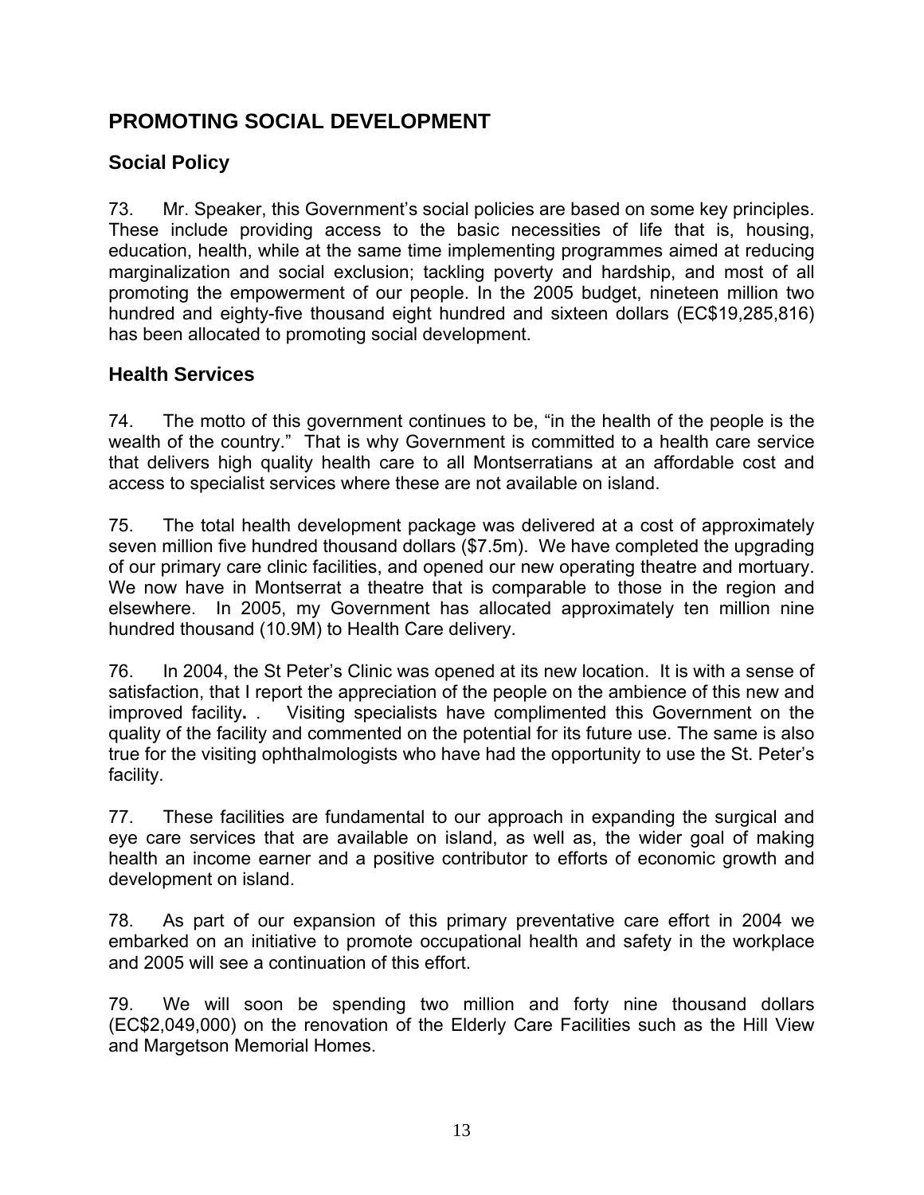## PROMOTING SOCIAL DEVELOPMENT

### Social Policy

73. Mr. Speaker, this Government's social policies are based on some key principles. These include providing access to the basic necessities of life that is, housing, education, health, while at the same time implementing programmes aimed at reducing marginalization and social exclusion; tackling poverty and hardship, and most of all promoting the empowerment of our people. In the 2005 budget, nineteen million two hundred and eighty-five thousand eight hundred and sixteen dollars (EC$19,285,816) has been allocated to promoting social development.

### Health Services

74. The motto of this government continues to be, "in the health of the people is the wealth of the country." That is why Government is committed to a health care service that delivers high quality health care to all Montserratians at an affordable cost and access to specialist services where these are not available on island.

75. The total health development package was delivered at a cost of approximately seven million five hundred thousand dollars ($7.5m). We have completed the upgrading of our primary care clinic facilities, and opened our new operating theatre and mortuary. We now have in Montserrat a theatre that is comparable to those in the region and elsewhere. In 2005, my Government has allocated approximately ten million nine hundred thousand (10.9M) to Health Care delivery.

76. In 2004, the St Peter's Clinic was opened at its new location. It is with a sense of satisfaction, that I report the appreciation of the people on the ambience of this new and improved facility**.** . Visiting specialists have complimented this Government on the quality of the facility and commented on the potential for its future use. The same is also true for the visiting ophthalmologists who have had the opportunity to use the St. Peter's facility.

77. These facilities are fundamental to our approach in expanding the surgical and eye care services that are available on island, as well as, the wider goal of making health an income earner and a positive contributor to efforts of economic growth and development on island.

78. As part of our expansion of this primary preventative care effort in 2004 we embarked on an initiative to promote occupational health and safety in the workplace and 2005 will see a continuation of this effort.

79. We will soon be spending two million and forty nine thousand dollars (EC$2,049,000) on the renovation of the Elderly Care Facilities such as the Hill View and Margetson Memorial Homes.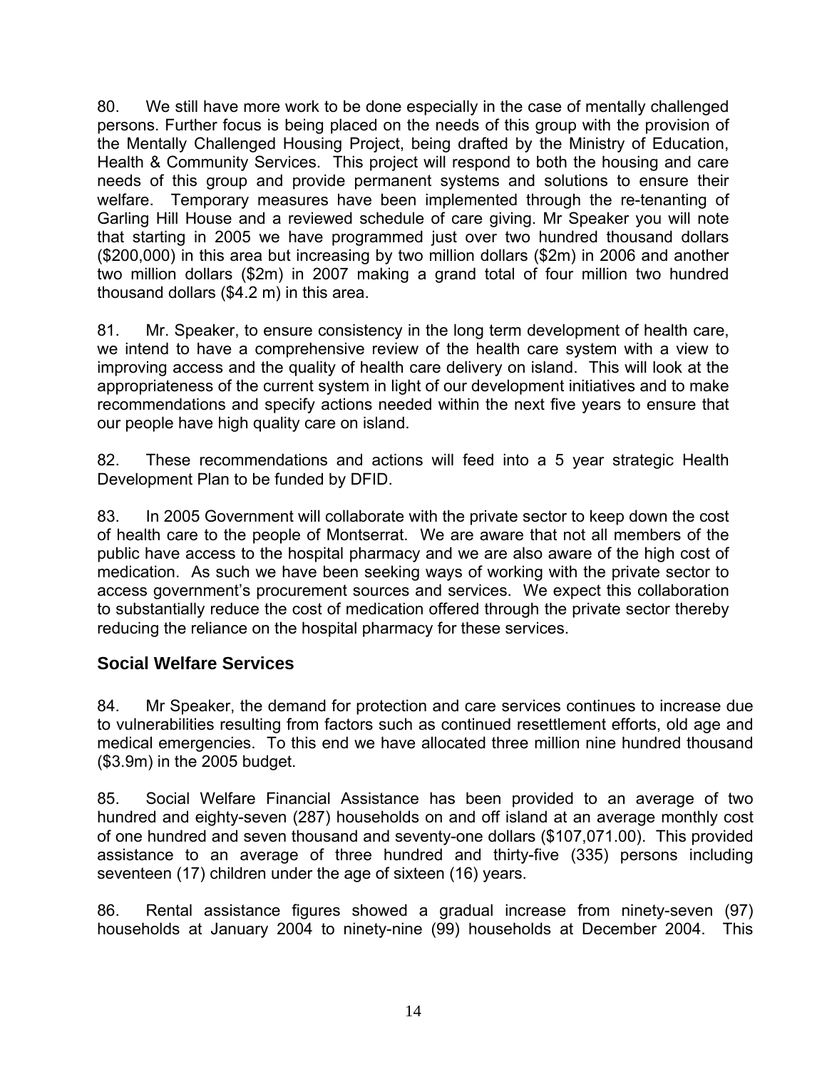80. We still have more work to be done especially in the case of mentally challenged persons. Further focus is being placed on the needs of this group with the provision of the Mentally Challenged Housing Project, being drafted by the Ministry of Education, Health & Community Services. This project will respond to both the housing and care needs of this group and provide permanent systems and solutions to ensure their welfare. Temporary measures have been implemented through the re-tenanting of Garling Hill House and a reviewed schedule of care giving. Mr Speaker you will note that starting in 2005 we have programmed just over two hundred thousand dollars ($200,000) in this area but increasing by two million dollars ($2m) in 2006 and another two million dollars ($2m) in 2007 making a grand total of four million two hundred thousand dollars ($4.2 m) in this area.

81. Mr. Speaker, to ensure consistency in the long term development of health care, we intend to have a comprehensive review of the health care system with a view to improving access and the quality of health care delivery on island. This will look at the appropriateness of the current system in light of our development initiatives and to make recommendations and specify actions needed within the next five years to ensure that our people have high quality care on island.

82. These recommendations and actions will feed into a 5 year strategic Health Development Plan to be funded by DFID.

83. In 2005 Government will collaborate with the private sector to keep down the cost of health care to the people of Montserrat. We are aware that not all members of the public have access to the hospital pharmacy and we are also aware of the high cost of medication. As such we have been seeking ways of working with the private sector to access government's procurement sources and services. We expect this collaboration to substantially reduce the cost of medication offered through the private sector thereby reducing the reliance on the hospital pharmacy for these services.

## Social Welfare Services

84. Mr Speaker, the demand for protection and care services continues to increase due to vulnerabilities resulting from factors such as continued resettlement efforts, old age and medical emergencies. To this end we have allocated three million nine hundred thousand ($3.9m) in the 2005 budget.

85. Social Welfare Financial Assistance has been provided to an average of two hundred and eighty-seven (287) households on and off island at an average monthly cost of one hundred and seven thousand and seventy-one dollars ($107,071.00). This provided assistance to an average of three hundred and thirty-five (335) persons including seventeen (17) children under the age of sixteen (16) years.

86. Rental assistance figures showed a gradual increase from ninety-seven (97) households at January 2004 to ninety-nine (99) households at December 2004. This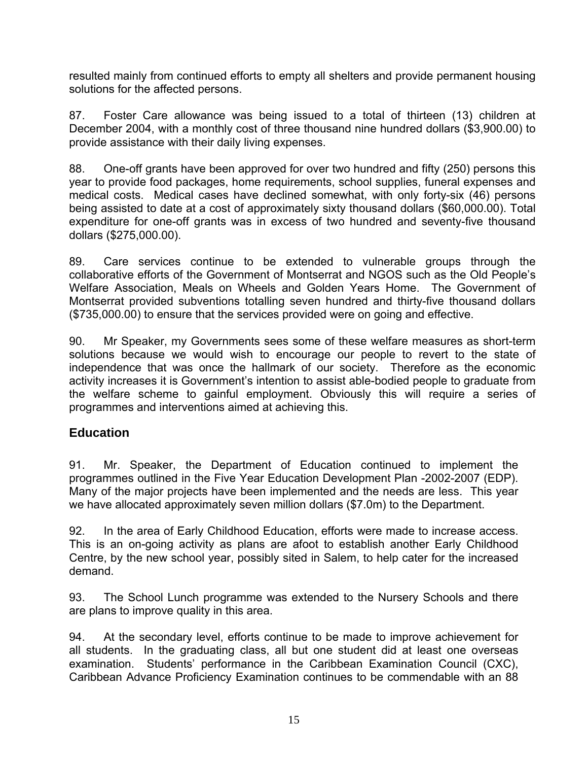resulted mainly from continued efforts to empty all shelters and provide permanent housing solutions for the affected persons.

87. Foster Care allowance was being issued to a total of thirteen (13) children at December 2004, with a monthly cost of three thousand nine hundred dollars ($3,900.00) to provide assistance with their daily living expenses.

88. One-off grants have been approved for over two hundred and fifty (250) persons this year to provide food packages, home requirements, school supplies, funeral expenses and medical costs. Medical cases have declined somewhat, with only forty-six (46) persons being assisted to date at a cost of approximately sixty thousand dollars ($60,000.00). Total expenditure for one-off grants was in excess of two hundred and seventy-five thousand dollars ($275,000.00).

89. Care services continue to be extended to vulnerable groups through the collaborative efforts of the Government of Montserrat and NGOS such as the Old People's Welfare Association, Meals on Wheels and Golden Years Home. The Government of Montserrat provided subventions totalling seven hundred and thirty-five thousand dollars ($735,000.00) to ensure that the services provided were on going and effective.

90. Mr Speaker, my Governments sees some of these welfare measures as short-term solutions because we would wish to encourage our people to revert to the state of independence that was once the hallmark of our society. Therefore as the economic activity increases it is Government's intention to assist able-bodied people to graduate from the welfare scheme to gainful employment. Obviously this will require a series of programmes and interventions aimed at achieving this.

## Education

91. Mr. Speaker, the Department of Education continued to implement the programmes outlined in the Five Year Education Development Plan -2002-2007 (EDP). Many of the major projects have been implemented and the needs are less. This year we have allocated approximately seven million dollars ($7.0m) to the Department.

92. In the area of Early Childhood Education, efforts were made to increase access. This is an on-going activity as plans are afoot to establish another Early Childhood Centre, by the new school year, possibly sited in Salem, to help cater for the increased demand.

93. The School Lunch programme was extended to the Nursery Schools and there are plans to improve quality in this area.

94. At the secondary level, efforts continue to be made to improve achievement for all students. In the graduating class, all but one student did at least one overseas examination. Students' performance in the Caribbean Examination Council (CXC), Caribbean Advance Proficiency Examination continues to be commendable with an 88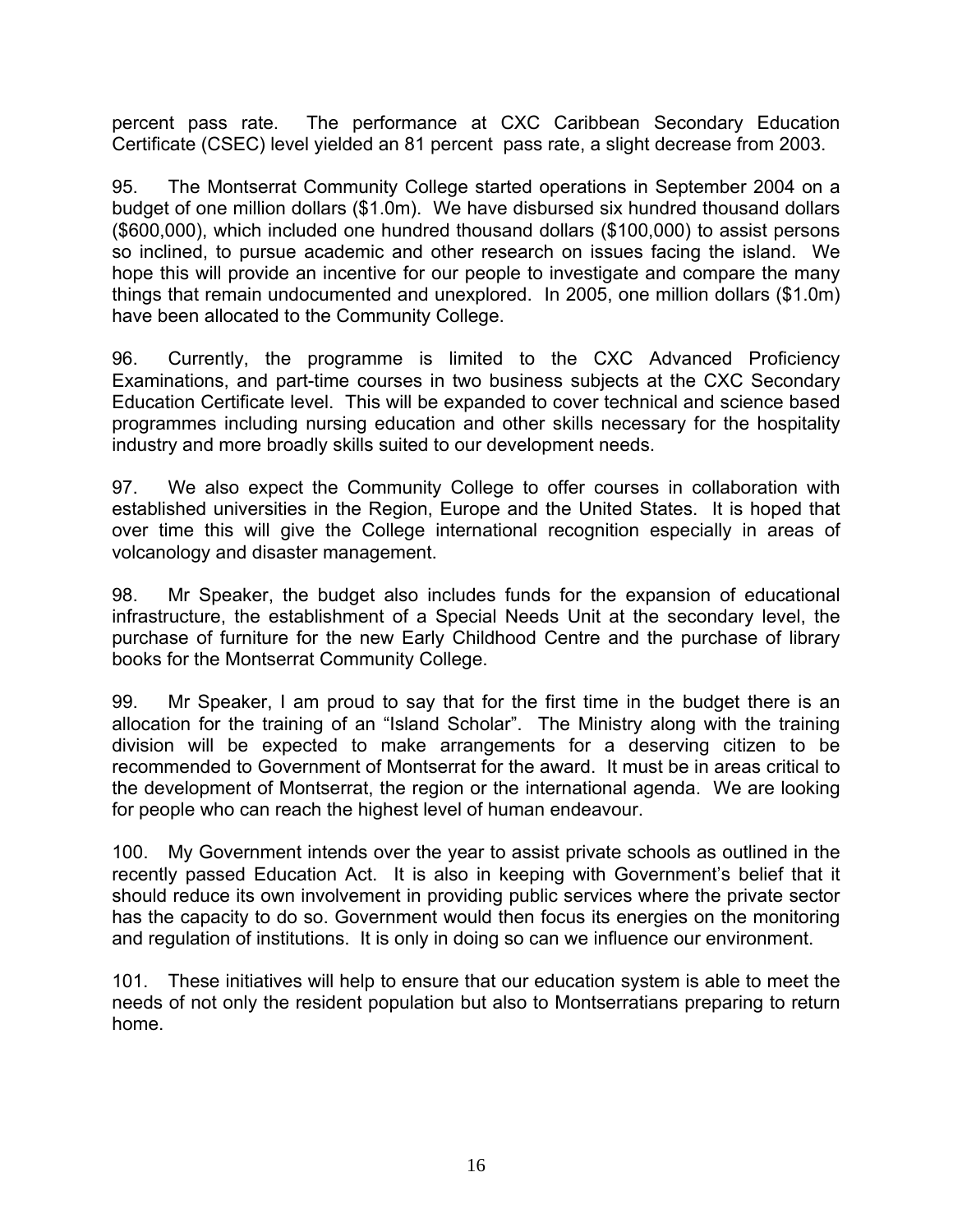percent pass rate. The performance at CXC Caribbean Secondary Education Certificate (CSEC) level yielded an 81 percent pass rate, a slight decrease from 2003.

95. The Montserrat Community College started operations in September 2004 on a budget of one million dollars ($1.0m). We have disbursed six hundred thousand dollars ($600,000), which included one hundred thousand dollars ($100,000) to assist persons so inclined, to pursue academic and other research on issues facing the island. We hope this will provide an incentive for our people to investigate and compare the many things that remain undocumented and unexplored. In 2005, one million dollars ($1.0m) have been allocated to the Community College.

96. Currently, the programme is limited to the CXC Advanced Proficiency Examinations, and part-time courses in two business subjects at the CXC Secondary Education Certificate level. This will be expanded to cover technical and science based programmes including nursing education and other skills necessary for the hospitality industry and more broadly skills suited to our development needs.

97. We also expect the Community College to offer courses in collaboration with established universities in the Region, Europe and the United States. It is hoped that over time this will give the College international recognition especially in areas of volcanology and disaster management.

98. Mr Speaker, the budget also includes funds for the expansion of educational infrastructure, the establishment of a Special Needs Unit at the secondary level, the purchase of furniture for the new Early Childhood Centre and the purchase of library books for the Montserrat Community College.

99. Mr Speaker, I am proud to say that for the first time in the budget there is an allocation for the training of an "Island Scholar". The Ministry along with the training division will be expected to make arrangements for a deserving citizen to be recommended to Government of Montserrat for the award. It must be in areas critical to the development of Montserrat, the region or the international agenda. We are looking for people who can reach the highest level of human endeavour.

100. My Government intends over the year to assist private schools as outlined in the recently passed Education Act. It is also in keeping with Government's belief that it should reduce its own involvement in providing public services where the private sector has the capacity to do so. Government would then focus its energies on the monitoring and regulation of institutions. It is only in doing so can we influence our environment.

101. These initiatives will help to ensure that our education system is able to meet the needs of not only the resident population but also to Montserratians preparing to return home.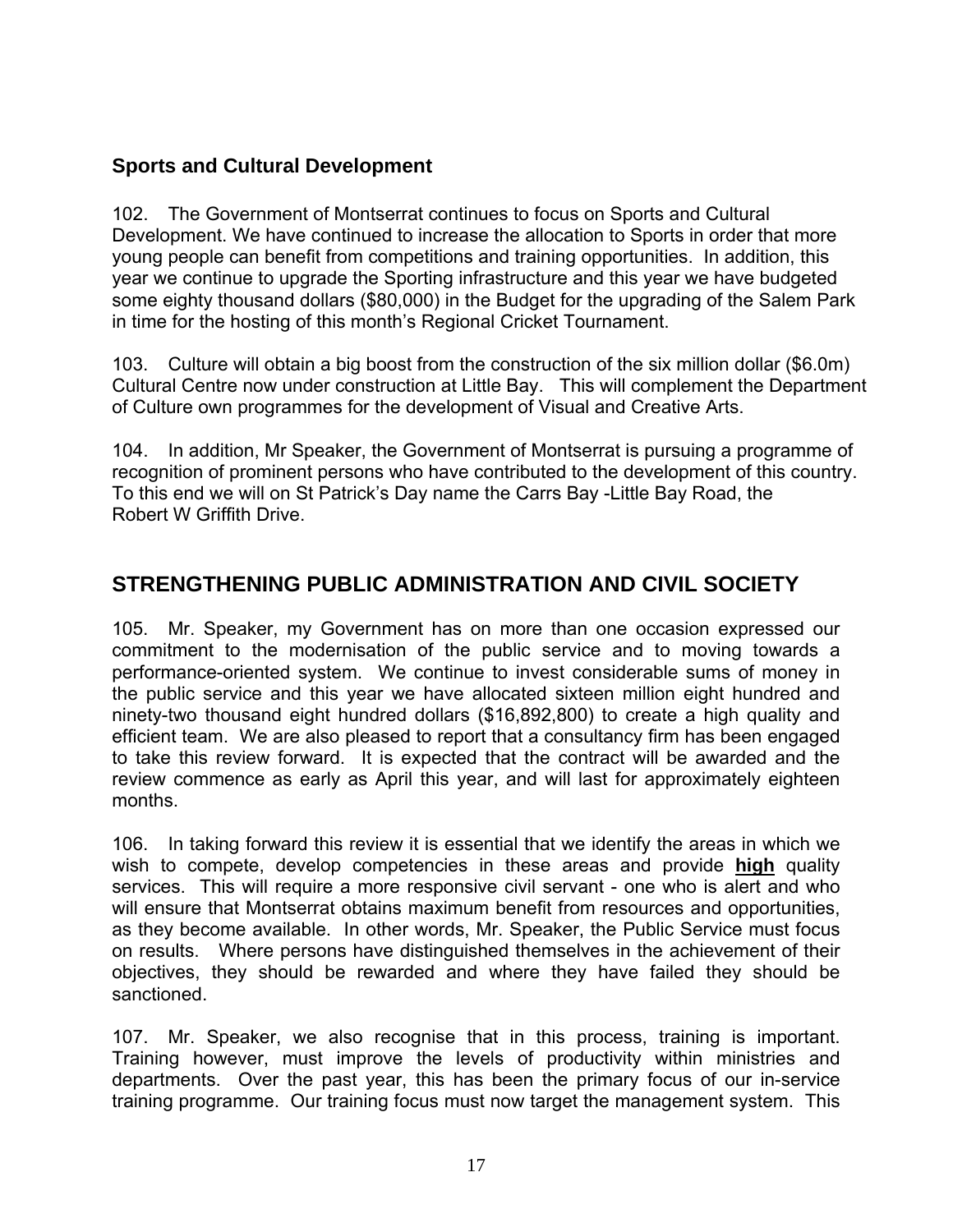## Sports and Cultural Development

102. The Government of Montserrat continues to focus on Sports and Cultural Development. We have continued to increase the allocation to Sports in order that more young people can benefit from competitions and training opportunities. In addition, this year we continue to upgrade the Sporting infrastructure and this year we have budgeted some eighty thousand dollars ($80,000) in the Budget for the upgrading of the Salem Park in time for the hosting of this month's Regional Cricket Tournament.

103. Culture will obtain a big boost from the construction of the six million dollar ($6.0m) Cultural Centre now under construction at Little Bay. This will complement the Department of Culture own programmes for the development of Visual and Creative Arts.

104. In addition, Mr Speaker, the Government of Montserrat is pursuing a programme of recognition of prominent persons who have contributed to the development of this country. To this end we will on St Patrick's Day name the Carrs Bay -Little Bay Road, the Robert W Griffith Drive.

# STRENGTHENING PUBLIC ADMINISTRATION AND CIVIL SOCIETY

105. Mr. Speaker, my Government has on more than one occasion expressed our commitment to the modernisation of the public service and to moving towards a performance-oriented system. We continue to invest considerable sums of money in the public service and this year we have allocated sixteen million eight hundred and ninety-two thousand eight hundred dollars ($16,892,800) to create a high quality and efficient team. We are also pleased to report that a consultancy firm has been engaged to take this review forward. It is expected that the contract will be awarded and the review commence as early as April this year, and will last for approximately eighteen months.

106. In taking forward this review it is essential that we identify the areas in which we wish to compete, develop competencies in these areas and provide **high** quality services. This will require a more responsive civil servant - one who is alert and who will ensure that Montserrat obtains maximum benefit from resources and opportunities, as they become available. In other words, Mr. Speaker, the Public Service must focus on results. Where persons have distinguished themselves in the achievement of their objectives, they should be rewarded and where they have failed they should be sanctioned.

107. Mr. Speaker, we also recognise that in this process, training is important. Training however, must improve the levels of productivity within ministries and departments. Over the past year, this has been the primary focus of our in-service training programme. Our training focus must now target the management system. This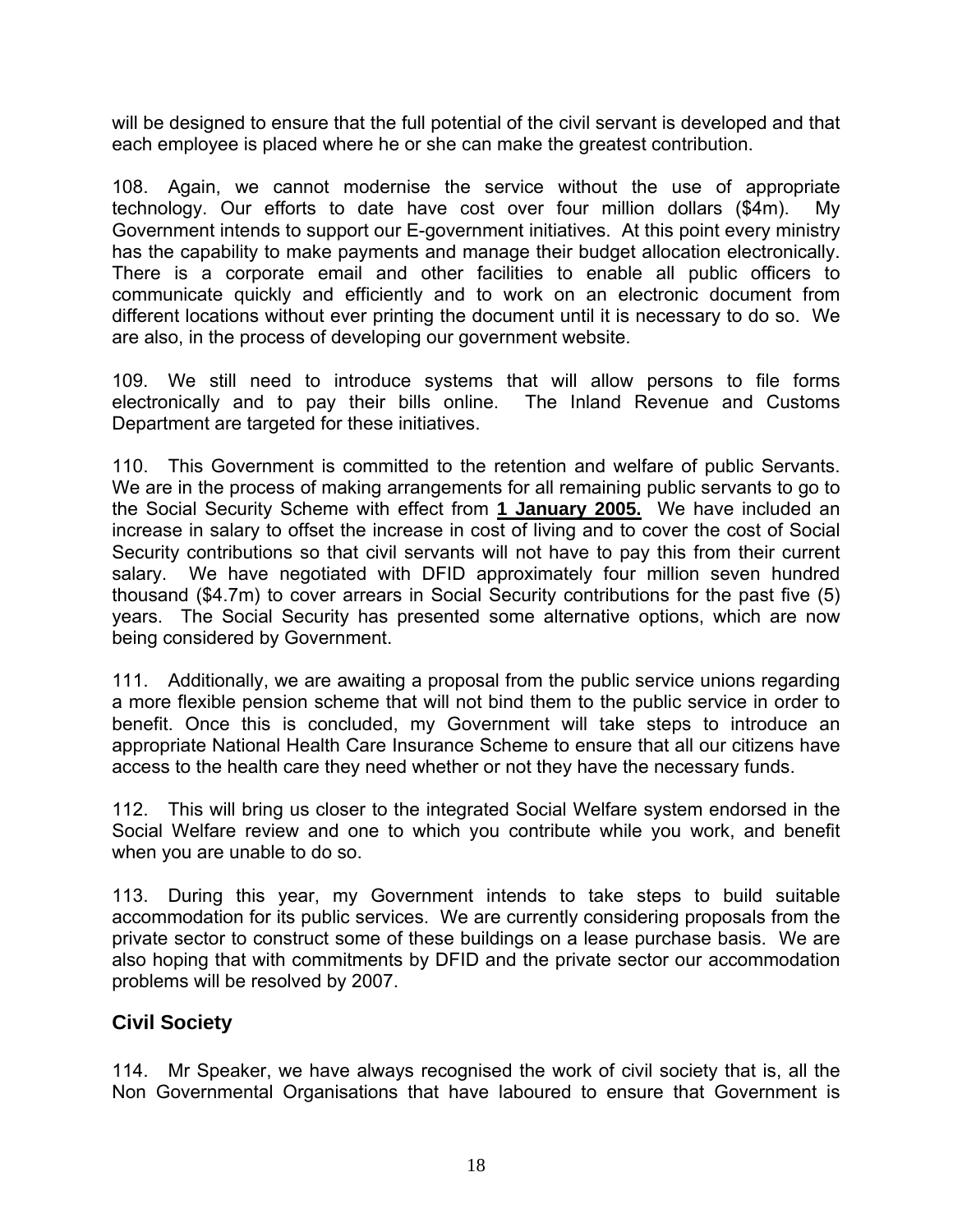will be designed to ensure that the full potential of the civil servant is developed and that each employee is placed where he or she can make the greatest contribution.

108. Again, we cannot modernise the service without the use of appropriate technology. Our efforts to date have cost over four million dollars ($4m). My Government intends to support our E-government initiatives. At this point every ministry has the capability to make payments and manage their budget allocation electronically. There is a corporate email and other facilities to enable all public officers to communicate quickly and efficiently and to work on an electronic document from different locations without ever printing the document until it is necessary to do so. We are also, in the process of developing our government website.

109. We still need to introduce systems that will allow persons to file forms electronically and to pay their bills online. The Inland Revenue and Customs Department are targeted for these initiatives.

110. This Government is committed to the retention and welfare of public Servants. We are in the process of making arrangements for all remaining public servants to go to the Social Security Scheme with effect from **1 January 2005.** We have included an increase in salary to offset the increase in cost of living and to cover the cost of Social Security contributions so that civil servants will not have to pay this from their current salary. We have negotiated with DFID approximately four million seven hundred thousand ($4.7m) to cover arrears in Social Security contributions for the past five (5) years. The Social Security has presented some alternative options, which are now being considered by Government.

111. Additionally, we are awaiting a proposal from the public service unions regarding a more flexible pension scheme that will not bind them to the public service in order to benefit. Once this is concluded, my Government will take steps to introduce an appropriate National Health Care Insurance Scheme to ensure that all our citizens have access to the health care they need whether or not they have the necessary funds.

112. This will bring us closer to the integrated Social Welfare system endorsed in the Social Welfare review and one to which you contribute while you work, and benefit when you are unable to do so.

113. During this year, my Government intends to take steps to build suitable accommodation for its public services. We are currently considering proposals from the private sector to construct some of these buildings on a lease purchase basis. We are also hoping that with commitments by DFID and the private sector our accommodation problems will be resolved by 2007.

## Civil Society

114. Mr Speaker, we have always recognised the work of civil society that is, all the Non Governmental Organisations that have laboured to ensure that Government is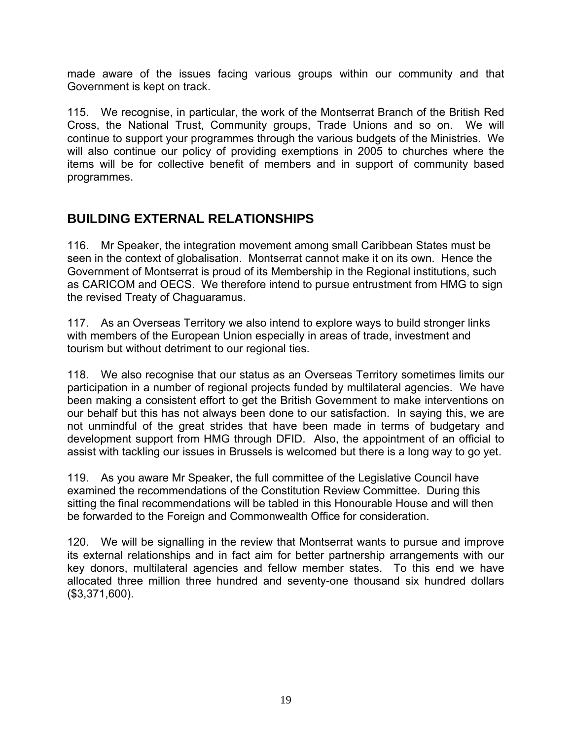made aware of the issues facing various groups within our community and that Government is kept on track.

115. We recognise, in particular, the work of the Montserrat Branch of the British Red Cross, the National Trust, Community groups, Trade Unions and so on. We will continue to support your programmes through the various budgets of the Ministries. We will also continue our policy of providing exemptions in 2005 to churches where the items will be for collective benefit of members and in support of community based programmes.

## BUILDING EXTERNAL RELATIONSHIPS

116. Mr Speaker, the integration movement among small Caribbean States must be seen in the context of globalisation. Montserrat cannot make it on its own. Hence the Government of Montserrat is proud of its Membership in the Regional institutions, such as CARICOM and OECS. We therefore intend to pursue entrustment from HMG to sign the revised Treaty of Chaguaramus.

117. As an Overseas Territory we also intend to explore ways to build stronger links with members of the European Union especially in areas of trade, investment and tourism but without detriment to our regional ties.

118. We also recognise that our status as an Overseas Territory sometimes limits our participation in a number of regional projects funded by multilateral agencies. We have been making a consistent effort to get the British Government to make interventions on our behalf but this has not always been done to our satisfaction. In saying this, we are not unmindful of the great strides that have been made in terms of budgetary and development support from HMG through DFID. Also, the appointment of an official to assist with tackling our issues in Brussels is welcomed but there is a long way to go yet.

119. As you aware Mr Speaker, the full committee of the Legislative Council have examined the recommendations of the Constitution Review Committee. During this sitting the final recommendations will be tabled in this Honourable House and will then be forwarded to the Foreign and Commonwealth Office for consideration.

120. We will be signalling in the review that Montserrat wants to pursue and improve its external relationships and in fact aim for better partnership arrangements with our key donors, multilateral agencies and fellow member states. To this end we have allocated three million three hundred and seventy-one thousand six hundred dollars ($3,371,600).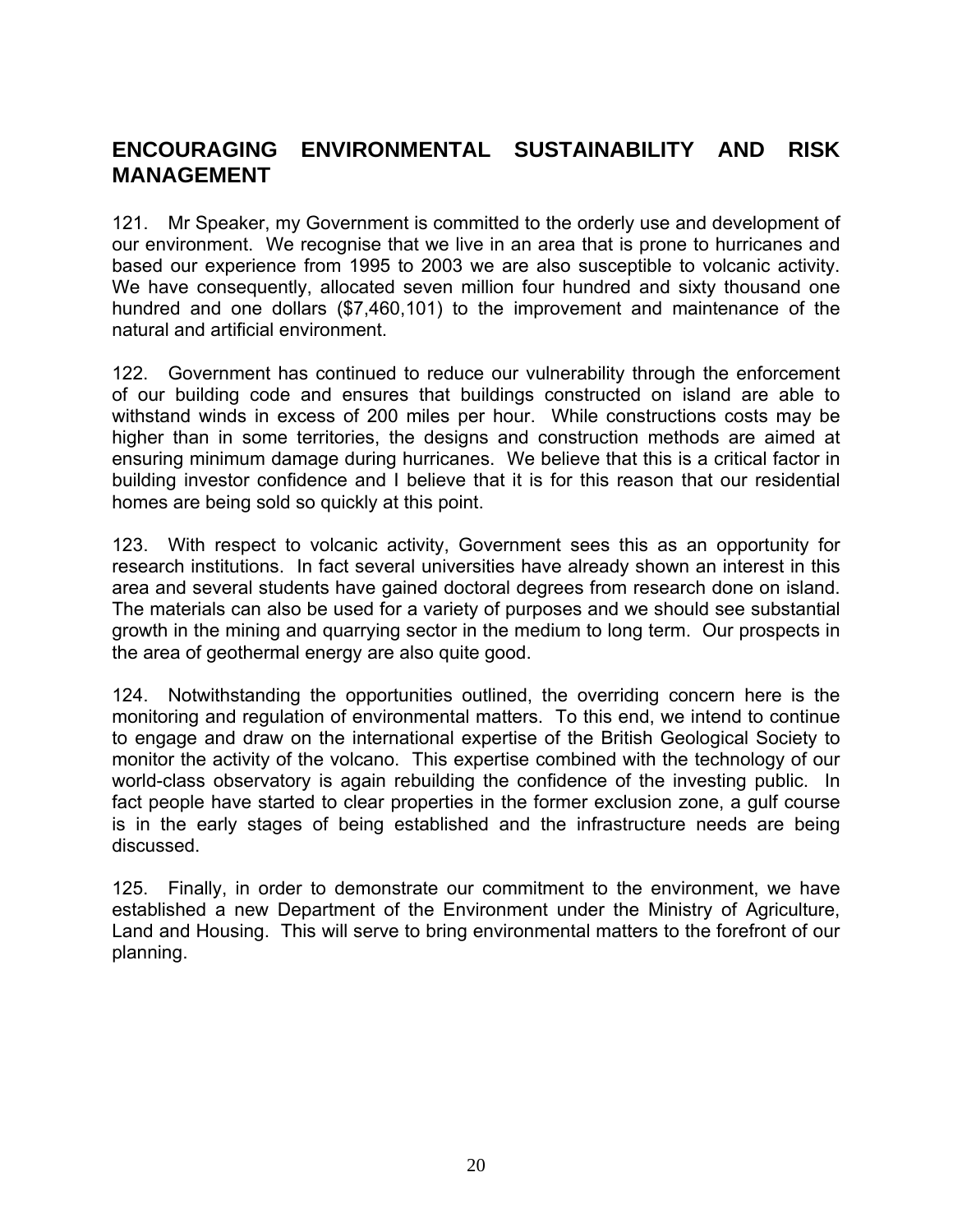## ENCOURAGING ENVIRONMENTAL SUSTAINABILITY AND RISK MANAGEMENT

121. Mr Speaker, my Government is committed to the orderly use and development of our environment. We recognise that we live in an area that is prone to hurricanes and based our experience from 1995 to 2003 we are also susceptible to volcanic activity. We have consequently, allocated seven million four hundred and sixty thousand one hundred and one dollars ($7,460,101) to the improvement and maintenance of the natural and artificial environment.

122. Government has continued to reduce our vulnerability through the enforcement of our building code and ensures that buildings constructed on island are able to withstand winds in excess of 200 miles per hour. While constructions costs may be higher than in some territories, the designs and construction methods are aimed at ensuring minimum damage during hurricanes. We believe that this is a critical factor in building investor confidence and I believe that it is for this reason that our residential homes are being sold so quickly at this point.

123. With respect to volcanic activity, Government sees this as an opportunity for research institutions. In fact several universities have already shown an interest in this area and several students have gained doctoral degrees from research done on island. The materials can also be used for a variety of purposes and we should see substantial growth in the mining and quarrying sector in the medium to long term. Our prospects in the area of geothermal energy are also quite good.

124. Notwithstanding the opportunities outlined, the overriding concern here is the monitoring and regulation of environmental matters. To this end, we intend to continue to engage and draw on the international expertise of the British Geological Society to monitor the activity of the volcano. This expertise combined with the technology of our world-class observatory is again rebuilding the confidence of the investing public. In fact people have started to clear properties in the former exclusion zone, a gulf course is in the early stages of being established and the infrastructure needs are being discussed.

125. Finally, in order to demonstrate our commitment to the environment, we have established a new Department of the Environment under the Ministry of Agriculture, Land and Housing. This will serve to bring environmental matters to the forefront of our planning.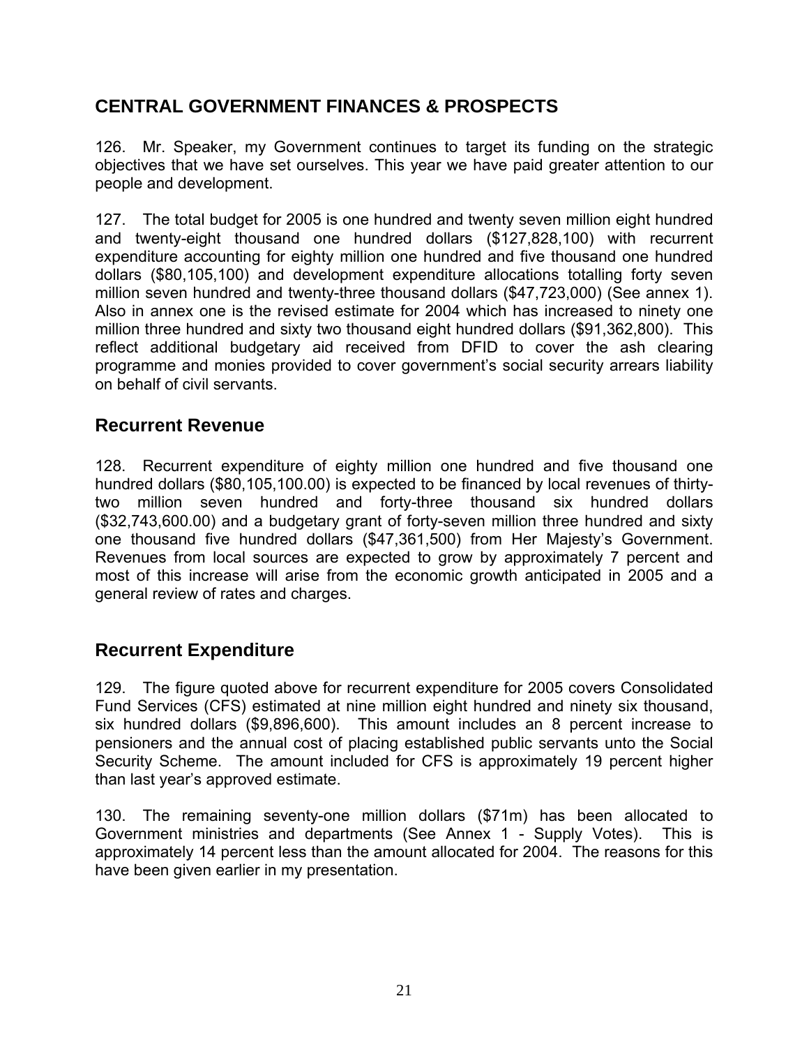## CENTRAL GOVERNMENT FINANCES & PROSPECTS

126. Mr. Speaker, my Government continues to target its funding on the strategic objectives that we have set ourselves. This year we have paid greater attention to our people and development.

127. The total budget for 2005 is one hundred and twenty seven million eight hundred and twenty-eight thousand one hundred dollars ($127,828,100) with recurrent expenditure accounting for eighty million one hundred and five thousand one hundred dollars ($80,105,100) and development expenditure allocations totalling forty seven million seven hundred and twenty-three thousand dollars ($47,723,000) (See annex 1). Also in annex one is the revised estimate for 2004 which has increased to ninety one million three hundred and sixty two thousand eight hundred dollars ($91,362,800). This reflect additional budgetary aid received from DFID to cover the ash clearing programme and monies provided to cover government's social security arrears liability on behalf of civil servants.

### Recurrent Revenue

128. Recurrent expenditure of eighty million one hundred and five thousand one hundred dollars ($80,105,100.00) is expected to be financed by local revenues of thirty-two million seven hundred and forty-three thousand six hundred dollars ($32,743,600.00) and a budgetary grant of forty-seven million three hundred and sixty one thousand five hundred dollars ($47,361,500) from Her Majesty's Government. Revenues from local sources are expected to grow by approximately 7 percent and most of this increase will arise from the economic growth anticipated in 2005 and a general review of rates and charges.

### Recurrent Expenditure

129. The figure quoted above for recurrent expenditure for 2005 covers Consolidated Fund Services (CFS) estimated at nine million eight hundred and ninety six thousand, six hundred dollars ($9,896,600). This amount includes an 8 percent increase to pensioners and the annual cost of placing established public servants unto the Social Security Scheme. The amount included for CFS is approximately 19 percent higher than last year's approved estimate.

130. The remaining seventy-one million dollars ($71m) has been allocated to Government ministries and departments (See Annex 1 - Supply Votes). This is approximately 14 percent less than the amount allocated for 2004. The reasons for this have been given earlier in my presentation.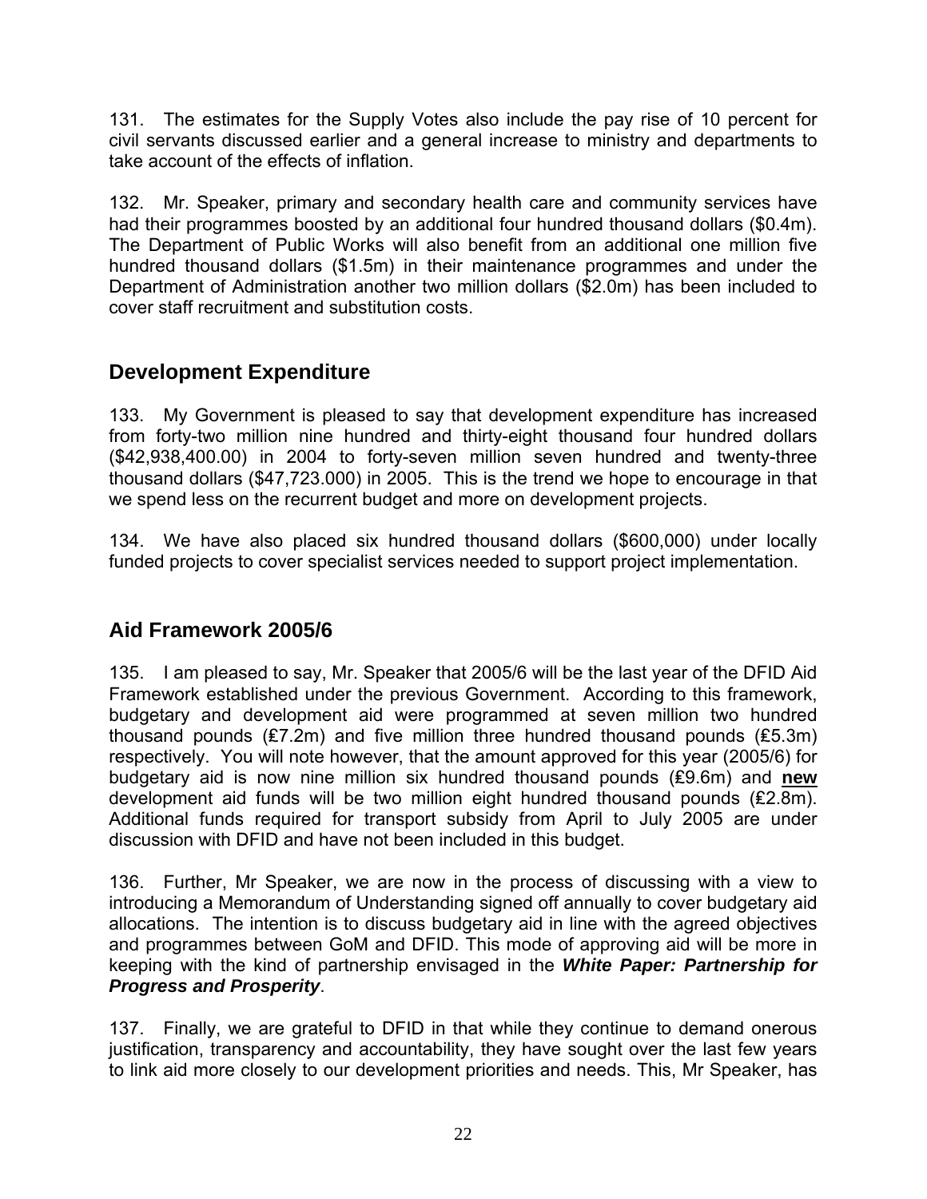131. The estimates for the Supply Votes also include the pay rise of 10 percent for civil servants discussed earlier and a general increase to ministry and departments to take account of the effects of inflation.

132. Mr. Speaker, primary and secondary health care and community services have had their programmes boosted by an additional four hundred thousand dollars ($0.4m). The Department of Public Works will also benefit from an additional one million five hundred thousand dollars ($1.5m) in their maintenance programmes and under the Department of Administration another two million dollars ($2.0m) has been included to cover staff recruitment and substitution costs.

## Development Expenditure

133. My Government is pleased to say that development expenditure has increased from forty-two million nine hundred and thirty-eight thousand four hundred dollars ($42,938,400.00) in 2004 to forty-seven million seven hundred and twenty-three thousand dollars ($47,723.000) in 2005. This is the trend we hope to encourage in that we spend less on the recurrent budget and more on development projects.

134. We have also placed six hundred thousand dollars ($600,000) under locally funded projects to cover specialist services needed to support project implementation.

## Aid Framework 2005/6

135. I am pleased to say, Mr. Speaker that 2005/6 will be the last year of the DFID Aid Framework established under the previous Government. According to this framework, budgetary and development aid were programmed at seven million two hundred thousand pounds (£7.2m) and five million three hundred thousand pounds (£5.3m) respectively. You will note however, that the amount approved for this year (2005/6) for budgetary aid is now nine million six hundred thousand pounds (£9.6m) and **new** development aid funds will be two million eight hundred thousand pounds (£2.8m). Additional funds required for transport subsidy from April to July 2005 are under discussion with DFID and have not been included in this budget.

136. Further, Mr Speaker, we are now in the process of discussing with a view to introducing a Memorandum of Understanding signed off annually to cover budgetary aid allocations. The intention is to discuss budgetary aid in line with the agreed objectives and programmes between GoM and DFID. This mode of approving aid will be more in keeping with the kind of partnership envisaged in the ***White Paper: Partnership for Progress and Prosperity***.

137. Finally, we are grateful to DFID in that while they continue to demand onerous justification, transparency and accountability, they have sought over the last few years to link aid more closely to our development priorities and needs. This, Mr Speaker, has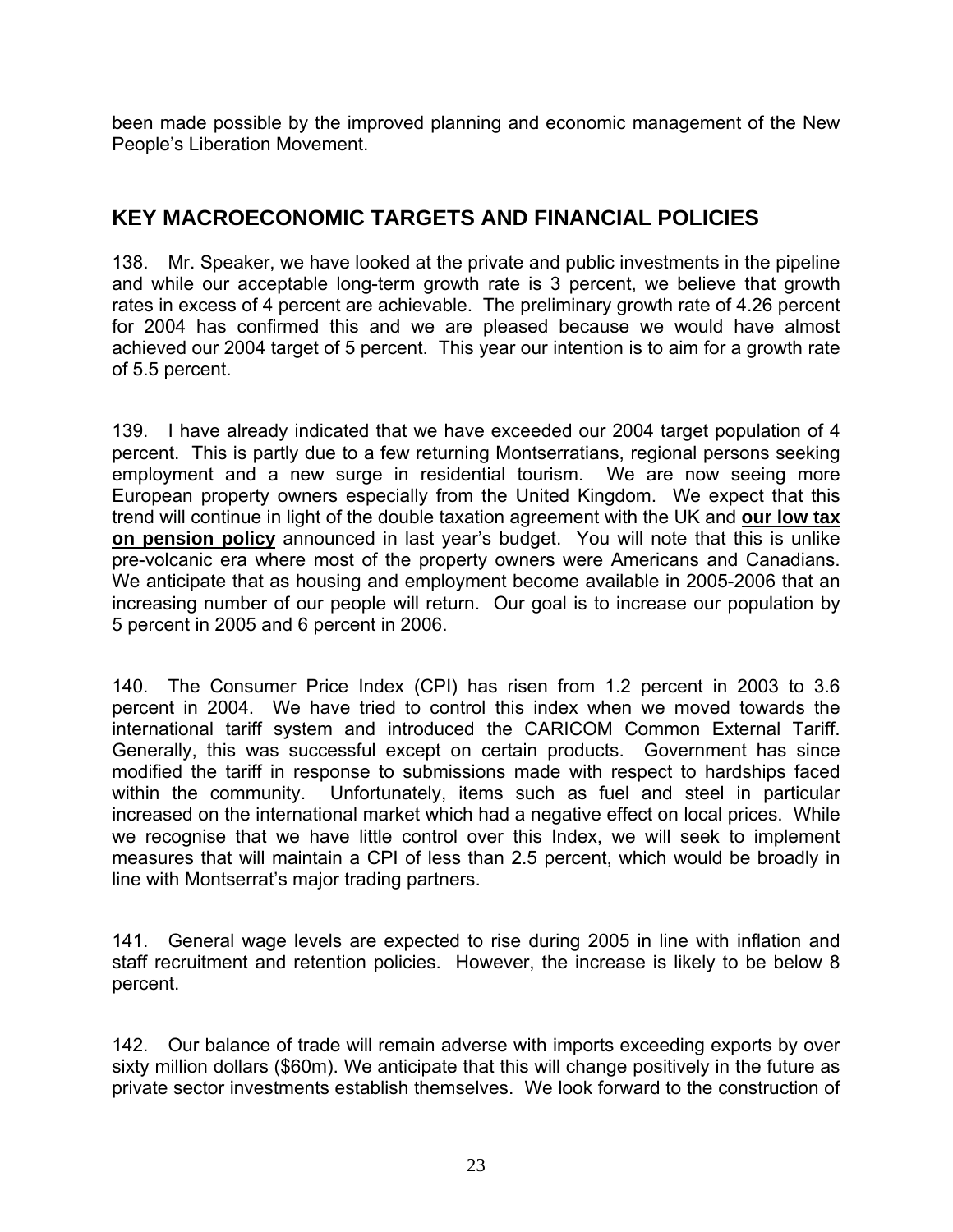been made possible by the improved planning and economic management of the New People's Liberation Movement.

## KEY MACROECONOMIC TARGETS AND FINANCIAL POLICIES

138. Mr. Speaker, we have looked at the private and public investments in the pipeline and while our acceptable long-term growth rate is 3 percent, we believe that growth rates in excess of 4 percent are achievable. The preliminary growth rate of 4.26 percent for 2004 has confirmed this and we are pleased because we would have almost achieved our 2004 target of 5 percent. This year our intention is to aim for a growth rate of 5.5 percent.

139. I have already indicated that we have exceeded our 2004 target population of 4 percent. This is partly due to a few returning Montserratians, regional persons seeking employment and a new surge in residential tourism. We are now seeing more European property owners especially from the United Kingdom. We expect that this trend will continue in light of the double taxation agreement with the UK and **our low tax on pension policy** announced in last year's budget. You will note that this is unlike pre-volcanic era where most of the property owners were Americans and Canadians. We anticipate that as housing and employment become available in 2005-2006 that an increasing number of our people will return. Our goal is to increase our population by 5 percent in 2005 and 6 percent in 2006.

140. The Consumer Price Index (CPI) has risen from 1.2 percent in 2003 to 3.6 percent in 2004. We have tried to control this index when we moved towards the international tariff system and introduced the CARICOM Common External Tariff. Generally, this was successful except on certain products. Government has since modified the tariff in response to submissions made with respect to hardships faced within the community. Unfortunately, items such as fuel and steel in particular increased on the international market which had a negative effect on local prices. While we recognise that we have little control over this Index, we will seek to implement measures that will maintain a CPI of less than 2.5 percent, which would be broadly in line with Montserrat's major trading partners.

141. General wage levels are expected to rise during 2005 in line with inflation and staff recruitment and retention policies. However, the increase is likely to be below 8 percent.

142. Our balance of trade will remain adverse with imports exceeding exports by over sixty million dollars ($60m). We anticipate that this will change positively in the future as private sector investments establish themselves. We look forward to the construction of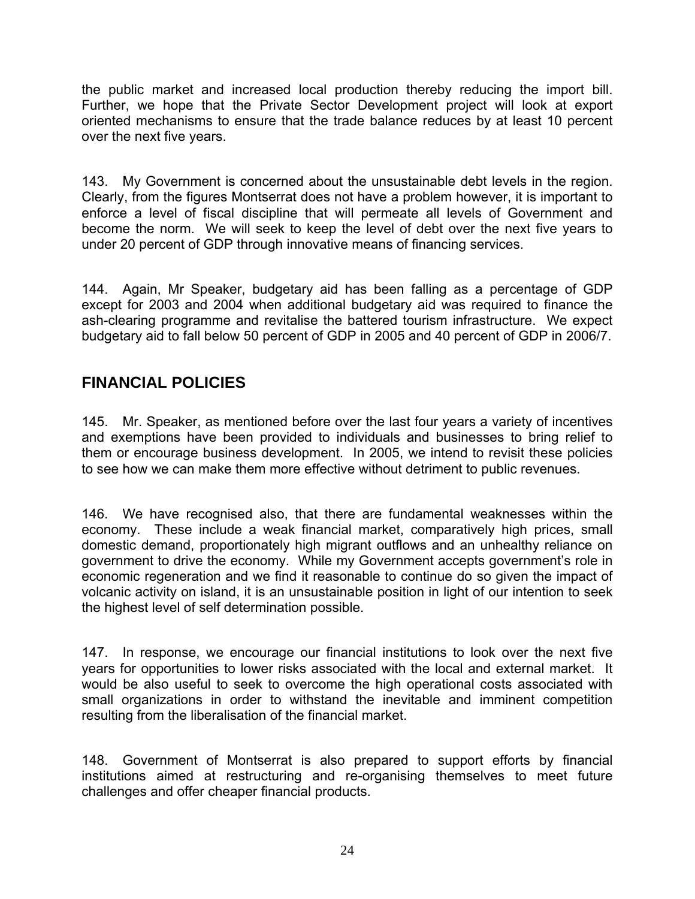the public market and increased local production thereby reducing the import bill. Further, we hope that the Private Sector Development project will look at export oriented mechanisms to ensure that the trade balance reduces by at least 10 percent over the next five years.

143. My Government is concerned about the unsustainable debt levels in the region. Clearly, from the figures Montserrat does not have a problem however, it is important to enforce a level of fiscal discipline that will permeate all levels of Government and become the norm. We will seek to keep the level of debt over the next five years to under 20 percent of GDP through innovative means of financing services.

144. Again, Mr Speaker, budgetary aid has been falling as a percentage of GDP except for 2003 and 2004 when additional budgetary aid was required to finance the ash-clearing programme and revitalise the battered tourism infrastructure. We expect budgetary aid to fall below 50 percent of GDP in 2005 and 40 percent of GDP in 2006/7.

## FINANCIAL POLICIES

145. Mr. Speaker, as mentioned before over the last four years a variety of incentives and exemptions have been provided to individuals and businesses to bring relief to them or encourage business development. In 2005, we intend to revisit these policies to see how we can make them more effective without detriment to public revenues.

146. We have recognised also, that there are fundamental weaknesses within the economy. These include a weak financial market, comparatively high prices, small domestic demand, proportionately high migrant outflows and an unhealthy reliance on government to drive the economy. While my Government accepts government's role in economic regeneration and we find it reasonable to continue do so given the impact of volcanic activity on island, it is an unsustainable position in light of our intention to seek the highest level of self determination possible.

147. In response, we encourage our financial institutions to look over the next five years for opportunities to lower risks associated with the local and external market. It would be also useful to seek to overcome the high operational costs associated with small organizations in order to withstand the inevitable and imminent competition resulting from the liberalisation of the financial market.

148. Government of Montserrat is also prepared to support efforts by financial institutions aimed at restructuring and re-organising themselves to meet future challenges and offer cheaper financial products.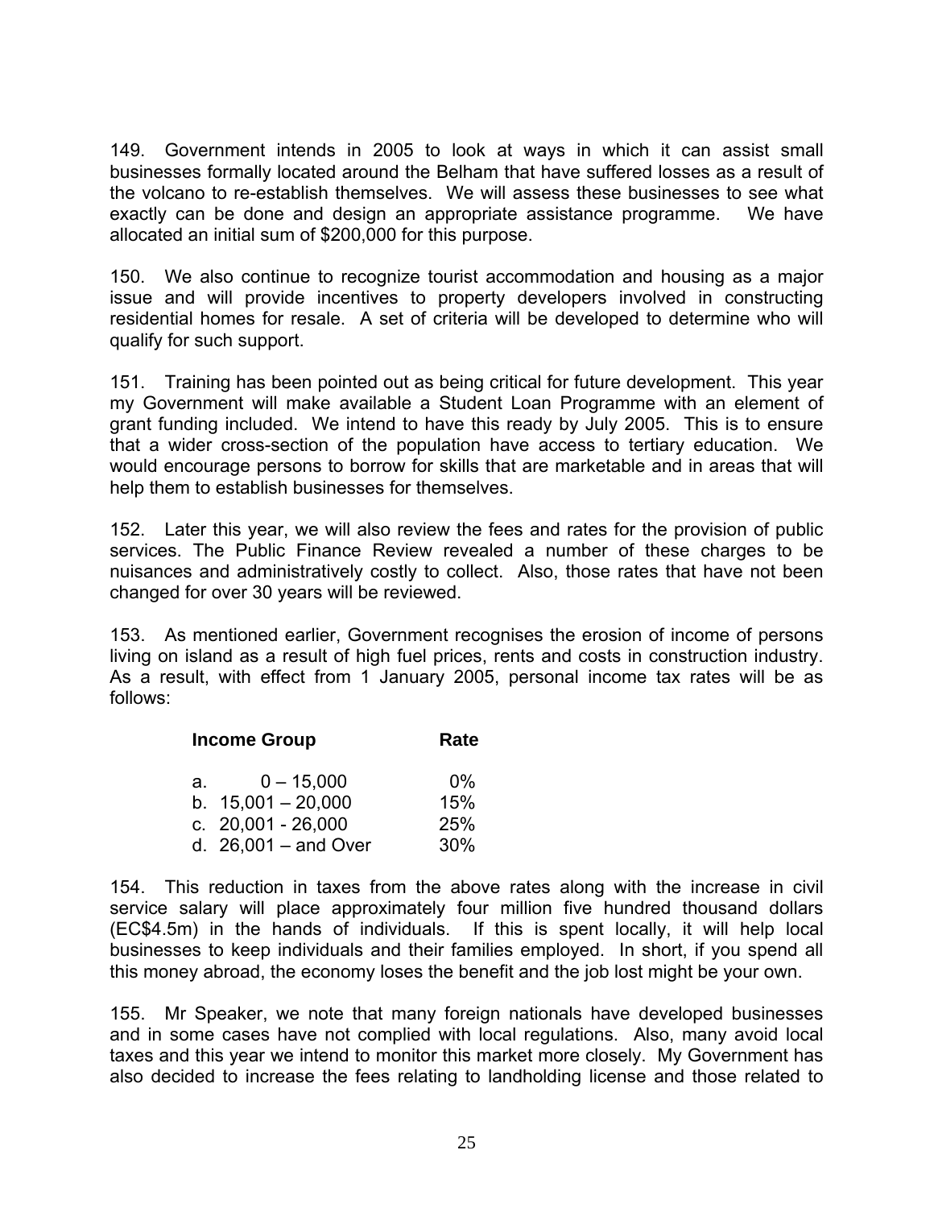149. Government intends in 2005 to look at ways in which it can assist small businesses formally located around the Belham that have suffered losses as a result of the volcano to re-establish themselves. We will assess these businesses to see what exactly can be done and design an appropriate assistance programme. We have allocated an initial sum of $200,000 for this purpose.

150. We also continue to recognize tourist accommodation and housing as a major issue and will provide incentives to property developers involved in constructing residential homes for resale. A set of criteria will be developed to determine who will qualify for such support.

151. Training has been pointed out as being critical for future development. This year my Government will make available a Student Loan Programme with an element of grant funding included. We intend to have this ready by July 2005. This is to ensure that a wider cross-section of the population have access to tertiary education. We would encourage persons to borrow for skills that are marketable and in areas that will help them to establish businesses for themselves.

152. Later this year, we will also review the fees and rates for the provision of public services. The Public Finance Review revealed a number of these charges to be nuisances and administratively costly to collect. Also, those rates that have not been changed for over 30 years will be reviewed.

153. As mentioned earlier, Government recognises the erosion of income of persons living on island as a result of high fuel prices, rents and costs in construction industry. As a result, with effect from 1 January 2005, personal income tax rates will be as follows:

| Income Group | Rate |
|---|---|
| a. 0 – 15,000 | 0% |
| b. 15,001 – 20,000 | 15% |
| c. 20,001 - 26,000 | 25% |
| d. 26,001 – and Over | 30% |

154. This reduction in taxes from the above rates along with the increase in civil service salary will place approximately four million five hundred thousand dollars (EC$4.5m) in the hands of individuals. If this is spent locally, it will help local businesses to keep individuals and their families employed. In short, if you spend all this money abroad, the economy loses the benefit and the job lost might be your own.

155. Mr Speaker, we note that many foreign nationals have developed businesses and in some cases have not complied with local regulations. Also, many avoid local taxes and this year we intend to monitor this market more closely. My Government has also decided to increase the fees relating to landholding license and those related to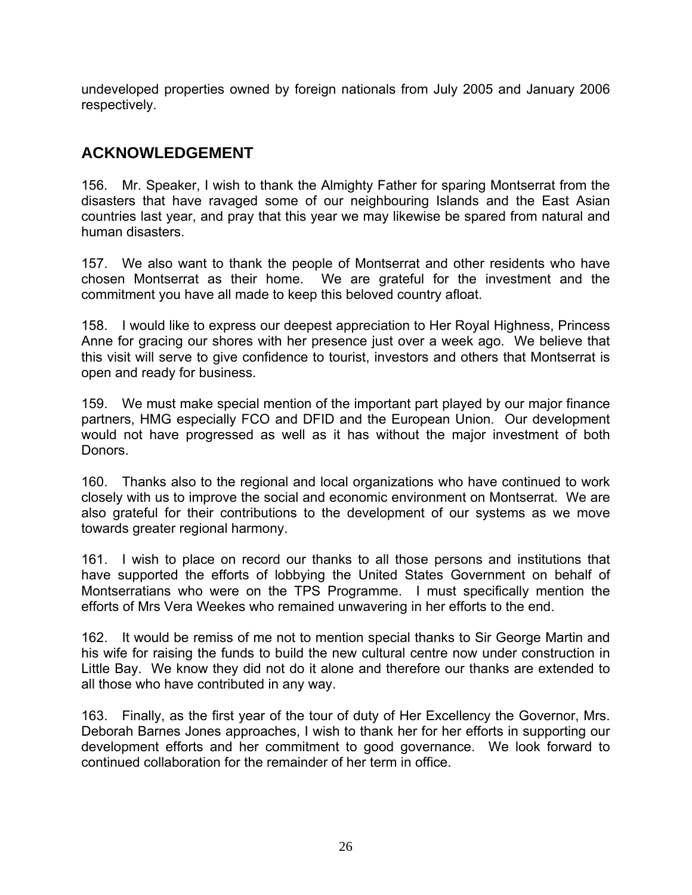undeveloped properties owned by foreign nationals from July 2005 and January 2006 respectively.

## ACKNOWLEDGEMENT

156. Mr. Speaker, I wish to thank the Almighty Father for sparing Montserrat from the disasters that have ravaged some of our neighbouring Islands and the East Asian countries last year, and pray that this year we may likewise be spared from natural and human disasters.

157. We also want to thank the people of Montserrat and other residents who have chosen Montserrat as their home. We are grateful for the investment and the commitment you have all made to keep this beloved country afloat.

158. I would like to express our deepest appreciation to Her Royal Highness, Princess Anne for gracing our shores with her presence just over a week ago. We believe that this visit will serve to give confidence to tourist, investors and others that Montserrat is open and ready for business.

159. We must make special mention of the important part played by our major finance partners, HMG especially FCO and DFID and the European Union. Our development would not have progressed as well as it has without the major investment of both Donors.

160. Thanks also to the regional and local organizations who have continued to work closely with us to improve the social and economic environment on Montserrat. We are also grateful for their contributions to the development of our systems as we move towards greater regional harmony.

161. I wish to place on record our thanks to all those persons and institutions that have supported the efforts of lobbying the United States Government on behalf of Montserratians who were on the TPS Programme. I must specifically mention the efforts of Mrs Vera Weekes who remained unwavering in her efforts to the end.

162. It would be remiss of me not to mention special thanks to Sir George Martin and his wife for raising the funds to build the new cultural centre now under construction in Little Bay. We know they did not do it alone and therefore our thanks are extended to all those who have contributed in any way.

163. Finally, as the first year of the tour of duty of Her Excellency the Governor, Mrs. Deborah Barnes Jones approaches, I wish to thank her for her efforts in supporting our development efforts and her commitment to good governance. We look forward to continued collaboration for the remainder of her term in office.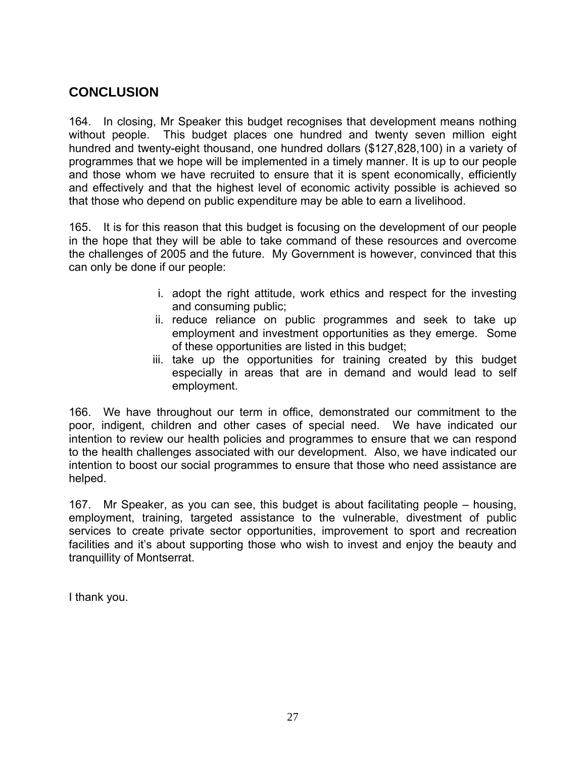## CONCLUSION

164. In closing, Mr Speaker this budget recognises that development means nothing without people. This budget places one hundred and twenty seven million eight hundred and twenty-eight thousand, one hundred dollars ($127,828,100) in a variety of programmes that we hope will be implemented in a timely manner. It is up to our people and those whom we have recruited to ensure that it is spent economically, efficiently and effectively and that the highest level of economic activity possible is achieved so that those who depend on public expenditure may be able to earn a livelihood.

165. It is for this reason that this budget is focusing on the development of our people in the hope that they will be able to take command of these resources and overcome the challenges of 2005 and the future. My Government is however, convinced that this can only be done if our people:

i. adopt the right attitude, work ethics and respect for the investing and consuming public;
ii. reduce reliance on public programmes and seek to take up employment and investment opportunities as they emerge. Some of these opportunities are listed in this budget;
iii. take up the opportunities for training created by this budget especially in areas that are in demand and would lead to self employment.

166. We have throughout our term in office, demonstrated our commitment to the poor, indigent, children and other cases of special need. We have indicated our intention to review our health policies and programmes to ensure that we can respond to the health challenges associated with our development. Also, we have indicated our intention to boost our social programmes to ensure that those who need assistance are helped.

167. Mr Speaker, as you can see, this budget is about facilitating people – housing, employment, training, targeted assistance to the vulnerable, divestment of public services to create private sector opportunities, improvement to sport and recreation facilities and it's about supporting those who wish to invest and enjoy the beauty and tranquillity of Montserrat.

I thank you.